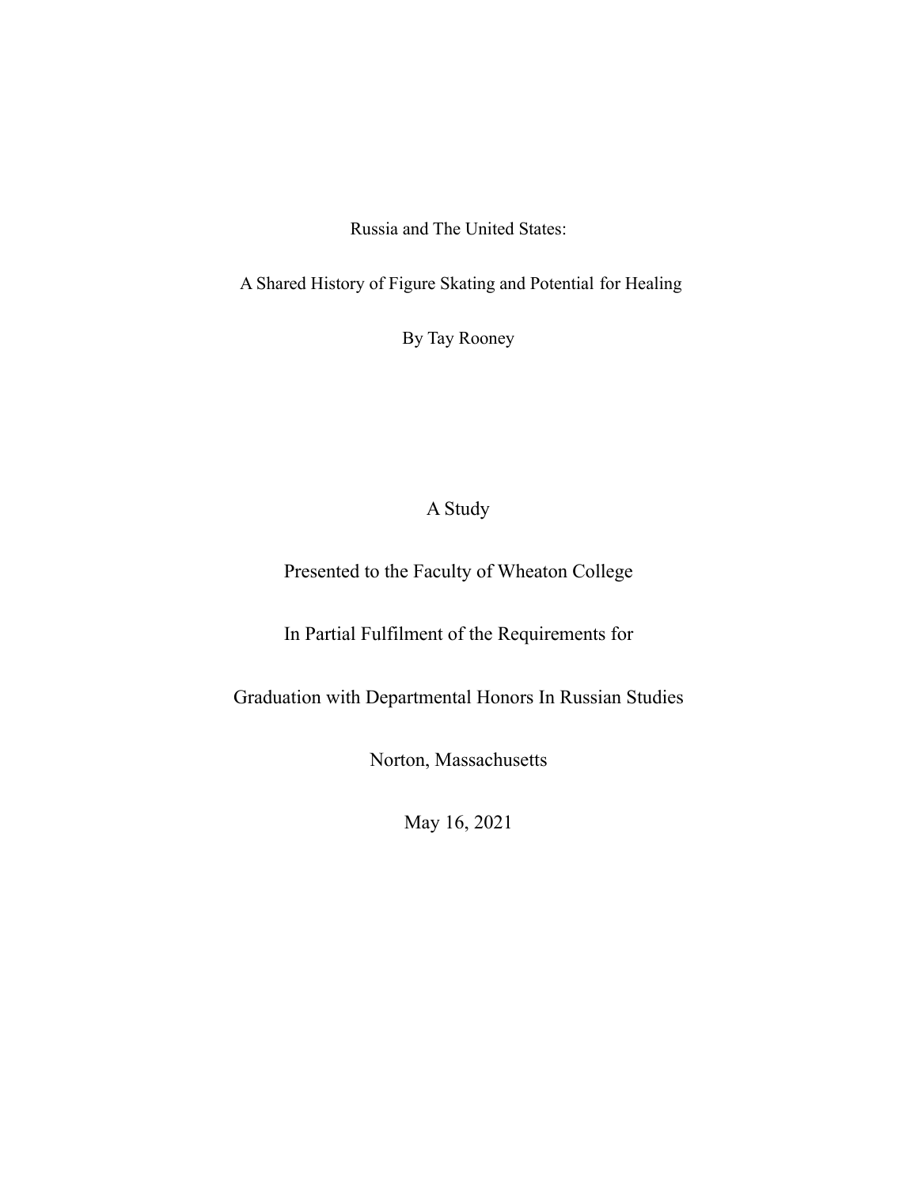# Russia and The United States:

## A Shared History of Figure Skating and Potential for Healing

By Tay Rooney

A Study

Presented to the Faculty of Wheaton College

In Partial Fulfilment of the Requirements for

Graduation with Departmental Honors In Russian Studies

Norton, Massachusetts

May 16, 2021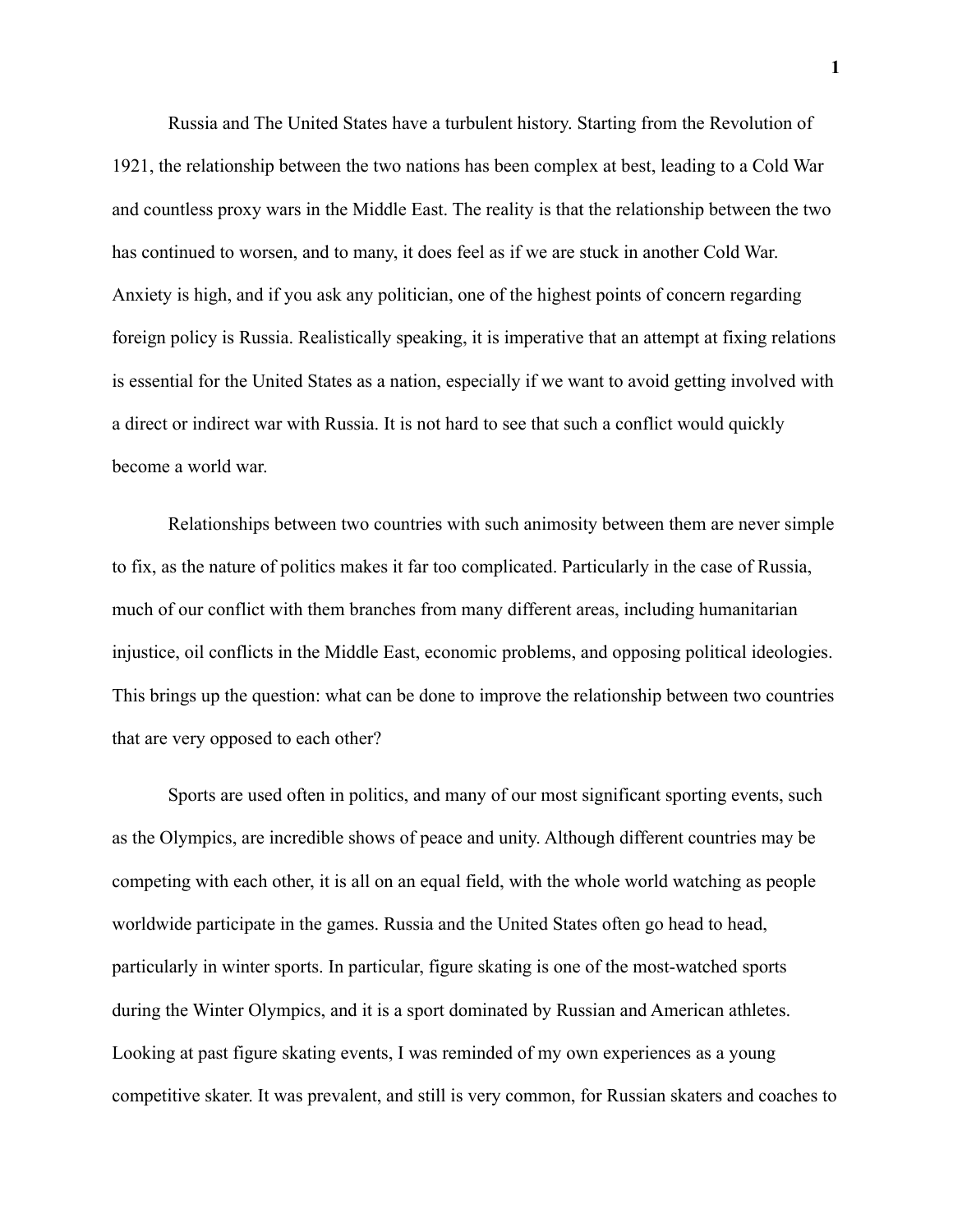Russia and The United States have a turbulent history. Starting from the Revolution of 1921, the relationship between the two nations has been complex at best, leading to a Cold War and countless proxy wars in the Middle East. The reality is that the relationship between the two has continued to worsen, and to many, it does feel as if we are stuck in another Cold War. Anxiety is high, and if you ask any politician, one of the highest points of concern regarding foreign policy is Russia. Realistically speaking, it is imperative that an attempt at fixing relations is essential for the United States as a nation, especially if we want to avoid getting involved with a direct or indirect war with Russia. It is not hard to see that such a conflict would quickly become a world war.

Relationships between two countries with such animosity between them are never simple to fix, as the nature of politics makes it far too complicated. Particularly in the case of Russia, much of our conflict with them branches from many different areas, including humanitarian injustice, oil conflicts in the Middle East, economic problems, and opposing political ideologies. This brings up the question: what can be done to improve the relationship between two countries that are very opposed to each other?

Sports are used often in politics, and many of our most significant sporting events, such as the Olympics, are incredible shows of peace and unity. Although different countries may be competing with each other, it is all on an equal field, with the whole world watching as people worldwide participate in the games. Russia and the United States often go head to head, particularly in winter sports. In particular, figure skating is one of the most-watched sports during the Winter Olympics, and it is a sport dominated by Russian and American athletes. Looking at past figure skating events, I was reminded of my own experiences as a young competitive skater. It was prevalent, and still is very common, for Russian skaters and coaches to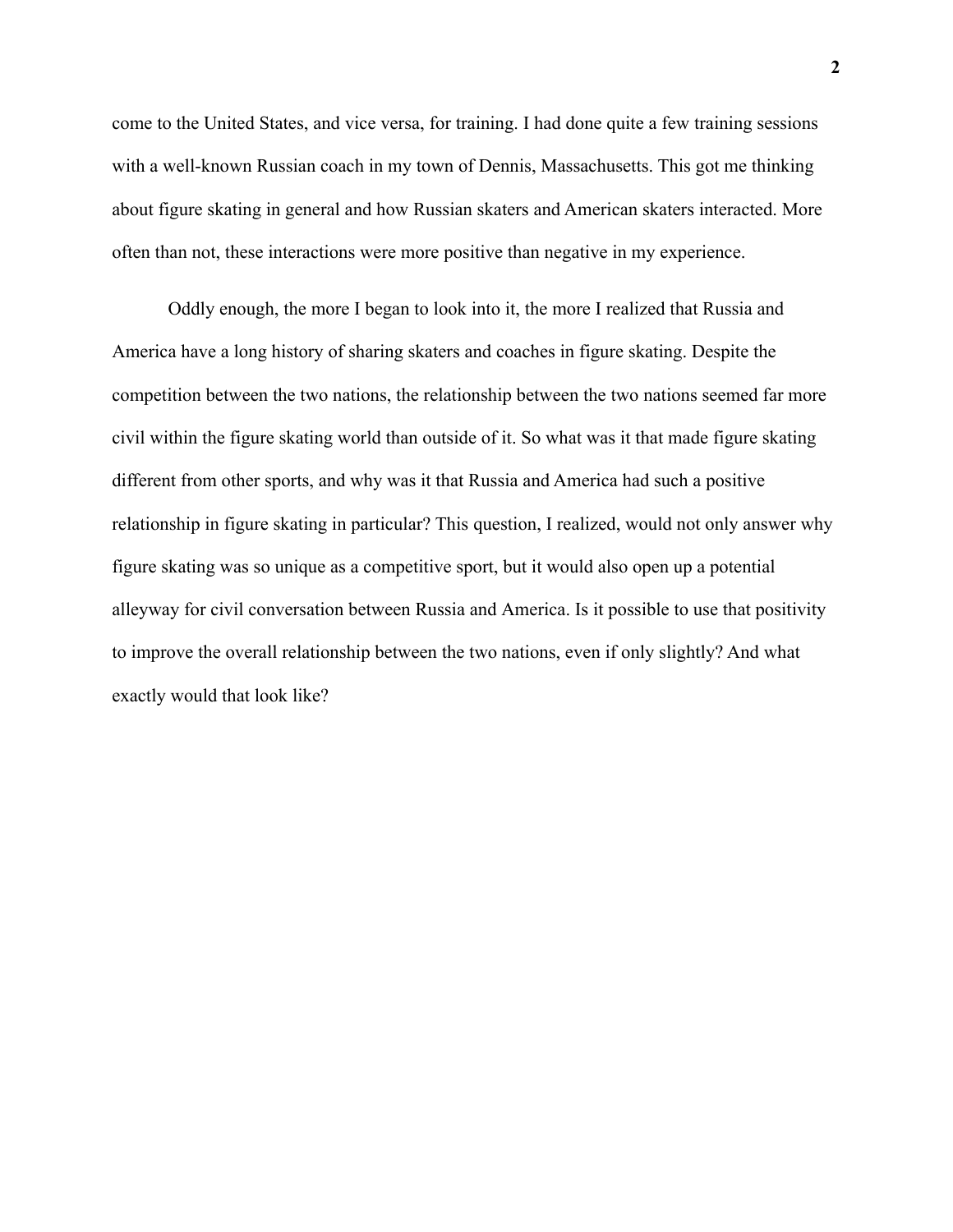come to the United States, and vice versa, for training. I had done quite a few training sessions with a well-known Russian coach in my town of Dennis, Massachusetts. This got me thinking about figure skating in general and how Russian skaters and American skaters interacted. More often than not, these interactions were more positive than negative in my experience.

Oddly enough, the more I began to look into it, the more I realized that Russia and America have a long history of sharing skaters and coaches in figure skating. Despite the competition between the two nations, the relationship between the two nations seemed far more civil within the figure skating world than outside of it. So what was it that made figure skating different from other sports, and why was it that Russia and America had such a positive relationship in figure skating in particular? This question, I realized, would not only answer why figure skating was so unique as a competitive sport, but it would also open up a potential alleyway for civil conversation between Russia and America. Is it possible to use that positivity to improve the overall relationship between the two nations, even if only slightly? And what exactly would that look like?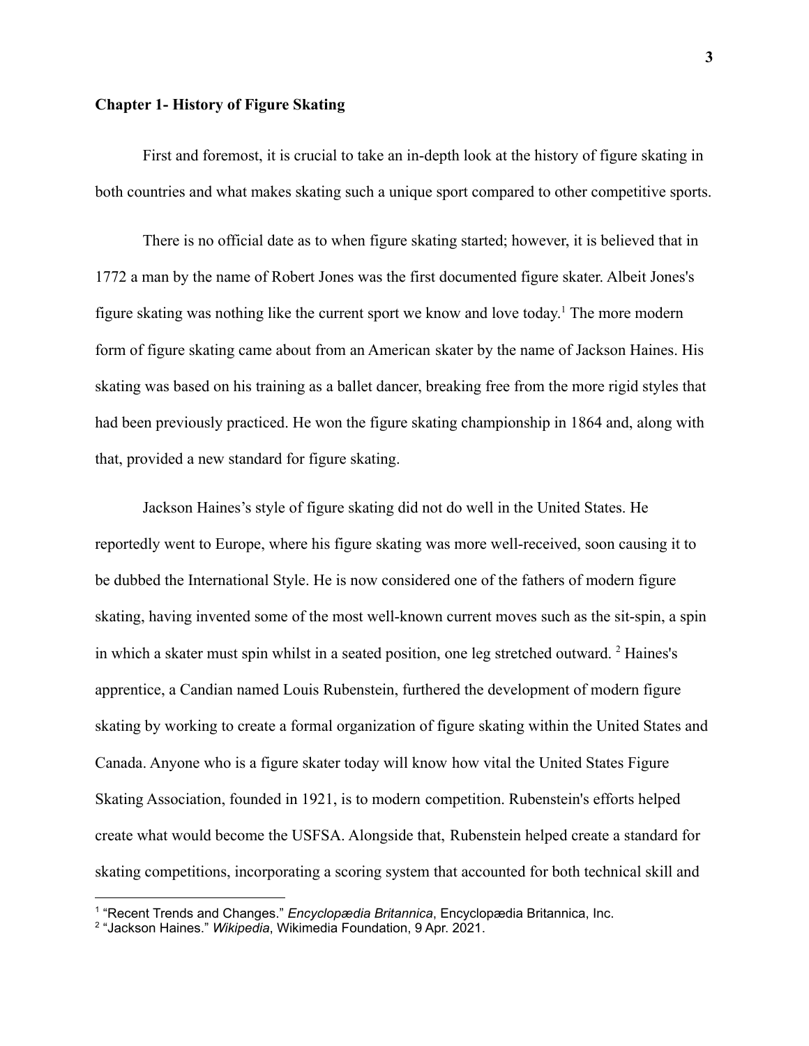### **Chapter 1- History of Figure Skating**

First and foremost, it is crucial to take an in-depth look at the history of figure skating in both countries and what makes skating such a unique sport compared to other competitive sports.

There is no official date as to when figure skating started; however, it is believed that in 1772 a man by the name of Robert Jones was the first documented figure skater. Albeit Jones's figure skating was nothing like the current sport we know and love today.[1] The more modern form of figure skating came about from an American skater by the name of Jackson Haines. His skating was based on his training as a ballet dancer, breaking free from the more rigid styles that had been previously practiced. He won the figure skating championship in 1864 and, along with that, provided a new standard for figure skating.

Jackson Haines's style of figure skating did not do well in the United States. He reportedly went to Europe, where his figure skating was more well-received, soon causing it to be dubbed the International Style. He is now considered one of the fathers of modern figure skating, having invented some of the most well-known current moves such as the sit-spin, a spin in which a skater must spin whilst in a seated position, one leg stretched outward. [2] Haines's apprentice, a Candian named Louis Rubenstein, furthered the development of modern figure skating by working to create a formal organization of figure skating within the United States and Canada. Anyone who is a figure skater today will know how vital the United States Figure Skating Association, founded in 1921, is to modern competition. Rubenstein's efforts helped create what would become the USFSA. Alongside that, Rubenstein helped create a standard for skating competitions, incorporating a scoring system that accounted for both technical skill and

---

[1] "Recent Trends and Changes." *Encyclopædia Britannica*, Encyclopædia Britannica, Inc.

[2] "Jackson Haines." *Wikipedia*, Wikimedia Foundation, 9 Apr. 2021.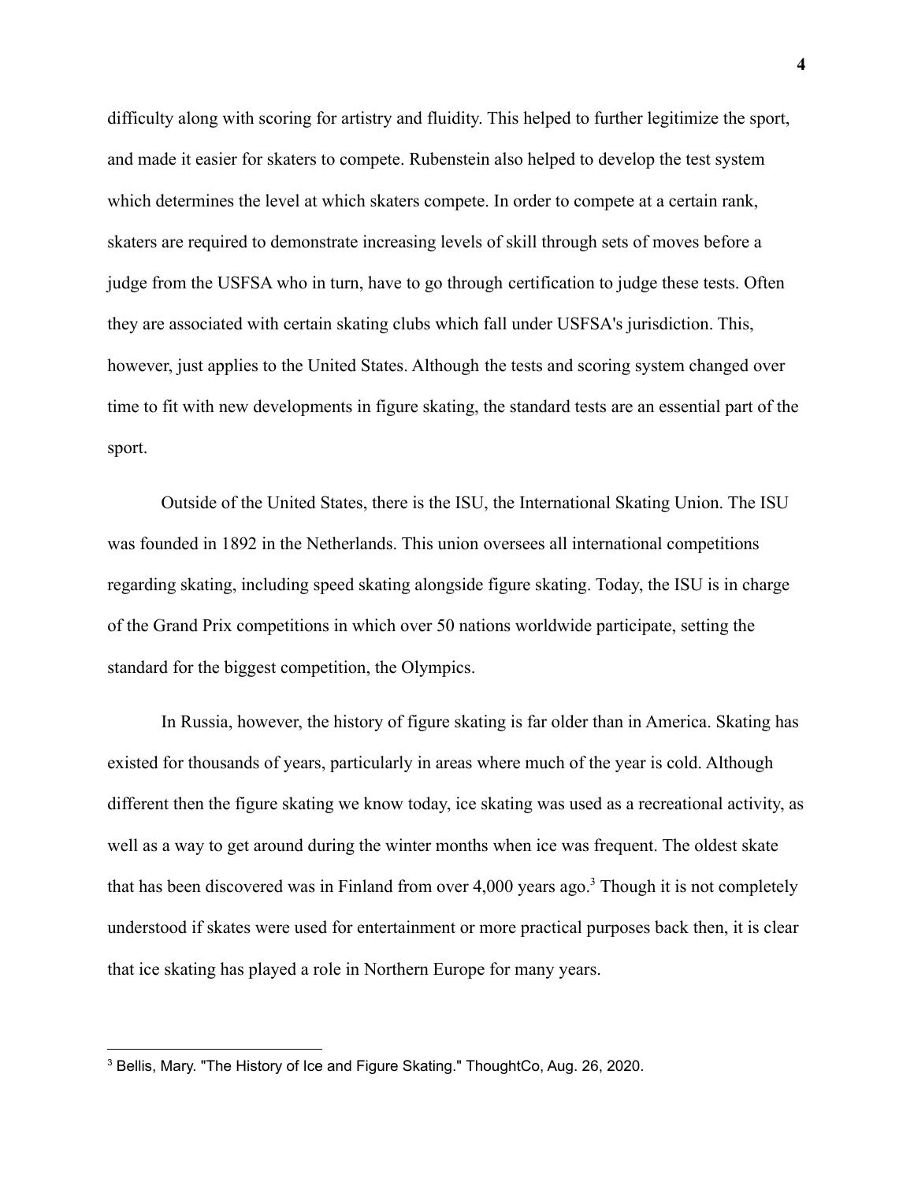difficulty along with scoring for artistry and fluidity. This helped to further legitimize the sport, and made it easier for skaters to compete. Rubenstein also helped to develop the test system which determines the level at which skaters compete. In order to compete at a certain rank, skaters are required to demonstrate increasing levels of skill through sets of moves before a judge from the USFSA who in turn, have to go through certification to judge these tests. Often they are associated with certain skating clubs which fall under USFSA's jurisdiction. This, however, just applies to the United States. Although the tests and scoring system changed over time to fit with new developments in figure skating, the standard tests are an essential part of the sport.

Outside of the United States, there is the ISU, the International Skating Union. The ISU was founded in 1892 in the Netherlands. This union oversees all international competitions regarding skating, including speed skating alongside figure skating. Today, the ISU is in charge of the Grand Prix competitions in which over 50 nations worldwide participate, setting the standard for the biggest competition, the Olympics.

In Russia, however, the history of figure skating is far older than in America. Skating has existed for thousands of years, particularly in areas where much of the year is cold. Although different then the figure skating we know today, ice skating was used as a recreational activity, as well as a way to get around during the winter months when ice was frequent. The oldest skate that has been discovered was in Finland from over 4,000 years ago.[3] Though it is not completely understood if skates were used for entertainment or more practical purposes back then, it is clear that ice skating has played a role in Northern Europe for many years.

[3] Bellis, Mary. "The History of Ice and Figure Skating." ThoughtCo, Aug. 26, 2020.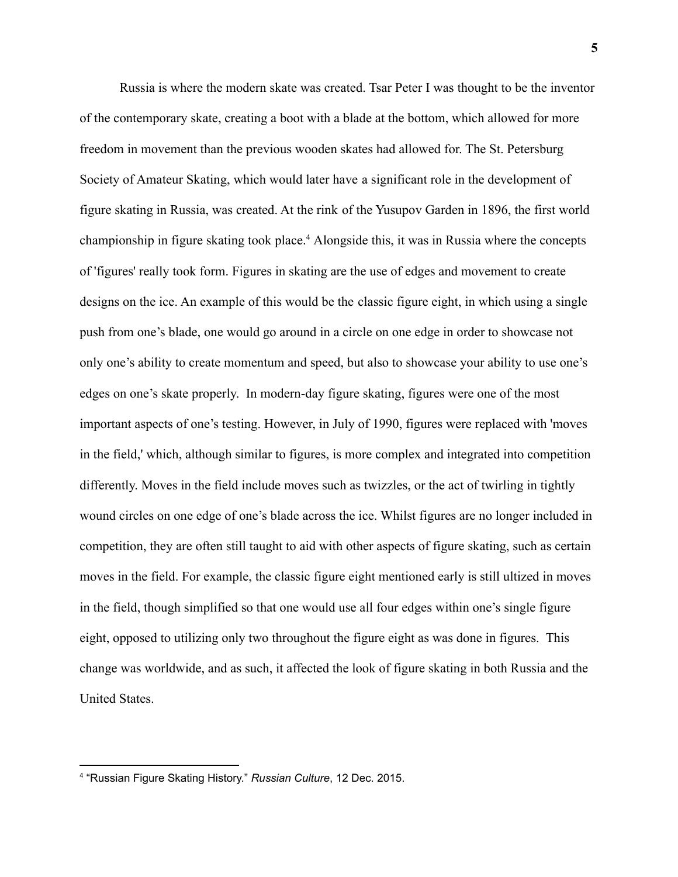Russia is where the modern skate was created. Tsar Peter I was thought to be the inventor of the contemporary skate, creating a boot with a blade at the bottom, which allowed for more freedom in movement than the previous wooden skates had allowed for. The St. Petersburg Society of Amateur Skating, which would later have a significant role in the development of figure skating in Russia, was created. At the rink of the Yusupov Garden in 1896, the first world championship in figure skating took place.[4] Alongside this, it was in Russia where the concepts of 'figures' really took form. Figures in skating are the use of edges and movement to create designs on the ice. An example of this would be the classic figure eight, in which using a single push from one's blade, one would go around in a circle on one edge in order to showcase not only one's ability to create momentum and speed, but also to showcase your ability to use one's edges on one's skate properly. In modern-day figure skating, figures were one of the most important aspects of one's testing. However, in July of 1990, figures were replaced with 'moves in the field,' which, although similar to figures, is more complex and integrated into competition differently. Moves in the field include moves such as twizzles, or the act of twirling in tightly wound circles on one edge of one's blade across the ice. Whilst figures are no longer included in competition, they are often still taught to aid with other aspects of figure skating, such as certain moves in the field. For example, the classic figure eight mentioned early is still ultized in moves in the field, though simplified so that one would use all four edges within one's single figure eight, opposed to utilizing only two throughout the figure eight as was done in figures. This change was worldwide, and as such, it affected the look of figure skating in both Russia and the United States.

---

[4] "Russian Figure Skating History." *Russian Culture*, 12 Dec. 2015.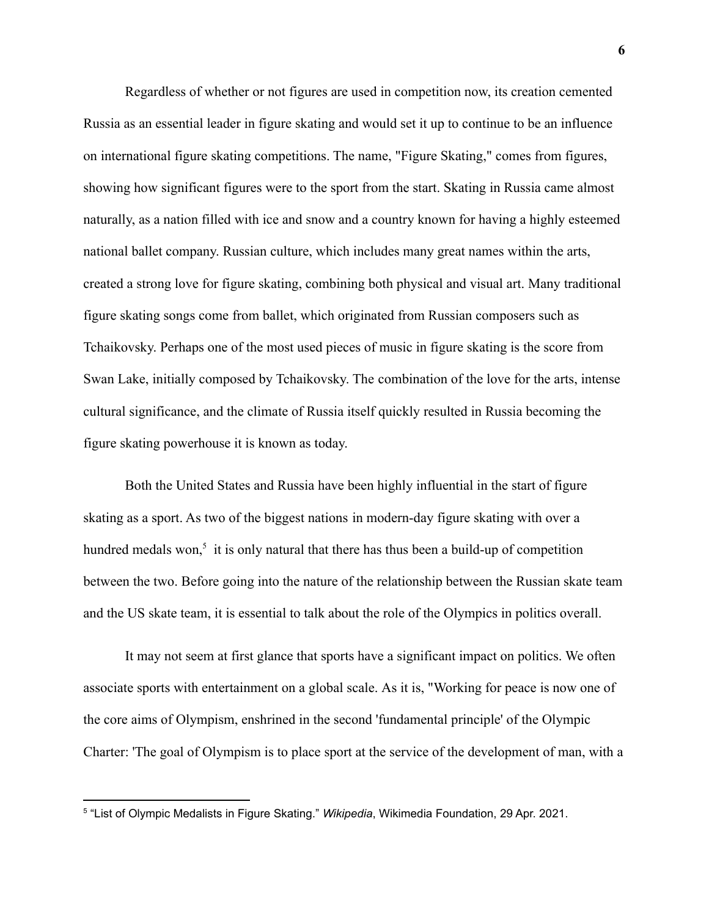Regardless of whether or not figures are used in competition now, its creation cemented Russia as an essential leader in figure skating and would set it up to continue to be an influence on international figure skating competitions. The name, "Figure Skating," comes from figures, showing how significant figures were to the sport from the start. Skating in Russia came almost naturally, as a nation filled with ice and snow and a country known for having a highly esteemed national ballet company. Russian culture, which includes many great names within the arts, created a strong love for figure skating, combining both physical and visual art. Many traditional figure skating songs come from ballet, which originated from Russian composers such as Tchaikovsky. Perhaps one of the most used pieces of music in figure skating is the score from Swan Lake, initially composed by Tchaikovsky. The combination of the love for the arts, intense cultural significance, and the climate of Russia itself quickly resulted in Russia becoming the figure skating powerhouse it is known as today.

Both the United States and Russia have been highly influential in the start of figure skating as a sport. As two of the biggest nations in modern-day figure skating with over a hundred medals won,[5] it is only natural that there has thus been a build-up of competition between the two. Before going into the nature of the relationship between the Russian skate team and the US skate team, it is essential to talk about the role of the Olympics in politics overall.

It may not seem at first glance that sports have a significant impact on politics. We often associate sports with entertainment on a global scale. As it is, "Working for peace is now one of the core aims of Olympism, enshrined in the second 'fundamental principle' of the Olympic Charter: 'The goal of Olympism is to place sport at the service of the development of man, with a

---

[5] "List of Olympic Medalists in Figure Skating." *Wikipedia*, Wikimedia Foundation, 29 Apr. 2021.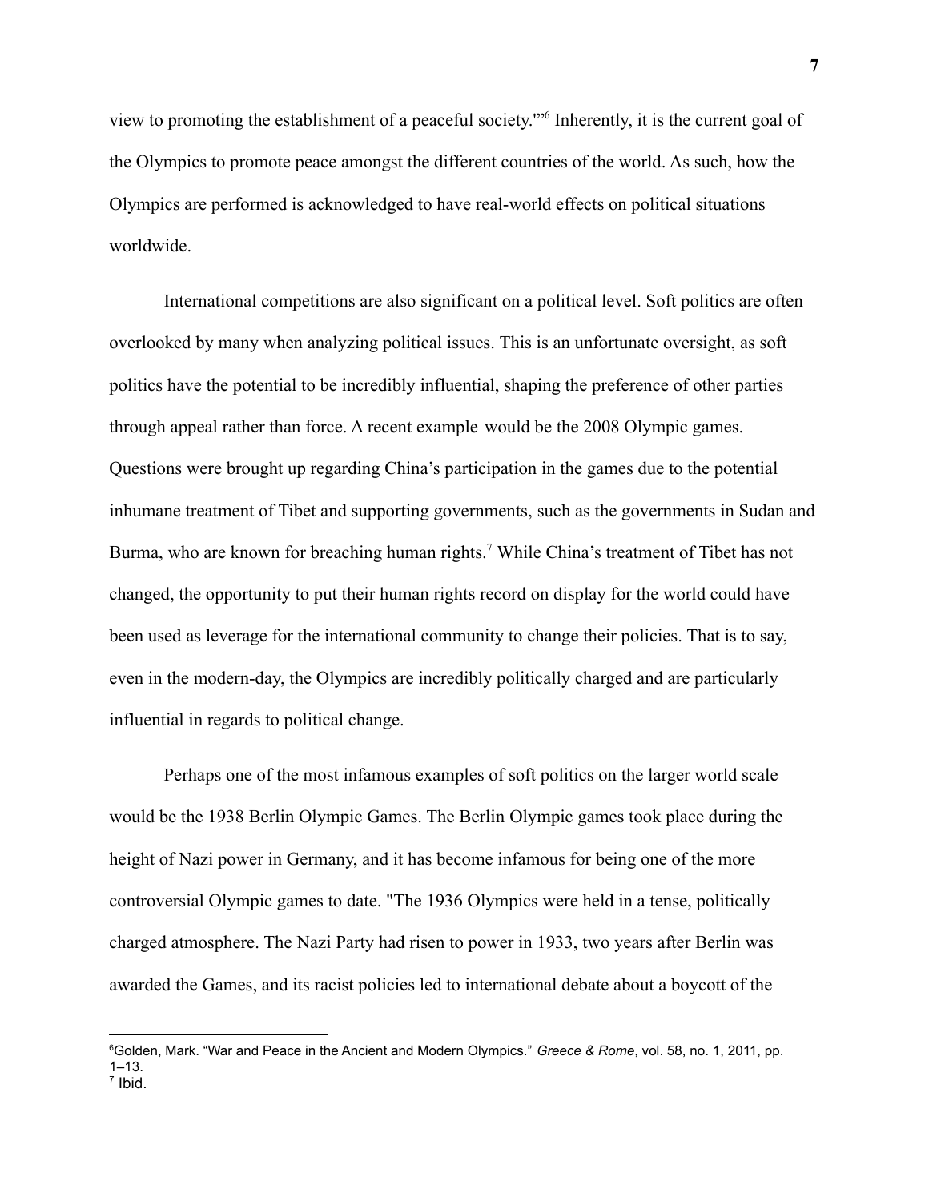view to promoting the establishment of a peaceful society.'"[6] Inherently, it is the current goal of the Olympics to promote peace amongst the different countries of the world. As such, how the Olympics are performed is acknowledged to have real-world effects on political situations worldwide.

International competitions are also significant on a political level. Soft politics are often overlooked by many when analyzing political issues. This is an unfortunate oversight, as soft politics have the potential to be incredibly influential, shaping the preference of other parties through appeal rather than force. A recent example would be the 2008 Olympic games. Questions were brought up regarding China's participation in the games due to the potential inhumane treatment of Tibet and supporting governments, such as the governments in Sudan and Burma, who are known for breaching human rights.[7] While China's treatment of Tibet has not changed, the opportunity to put their human rights record on display for the world could have been used as leverage for the international community to change their policies. That is to say, even in the modern-day, the Olympics are incredibly politically charged and are particularly influential in regards to political change.

Perhaps one of the most infamous examples of soft politics on the larger world scale would be the 1938 Berlin Olympic Games. The Berlin Olympic games took place during the height of Nazi power in Germany, and it has become infamous for being one of the more controversial Olympic games to date. "The 1936 Olympics were held in a tense, politically charged atmosphere. The Nazi Party had risen to power in 1933, two years after Berlin was awarded the Games, and its racist policies led to international debate about a boycott of the

---

[6] Golden, Mark. "War and Peace in the Ancient and Modern Olympics." *Greece & Rome*, vol. 58, no. 1, 2011, pp. 1–13.

[7] Ibid.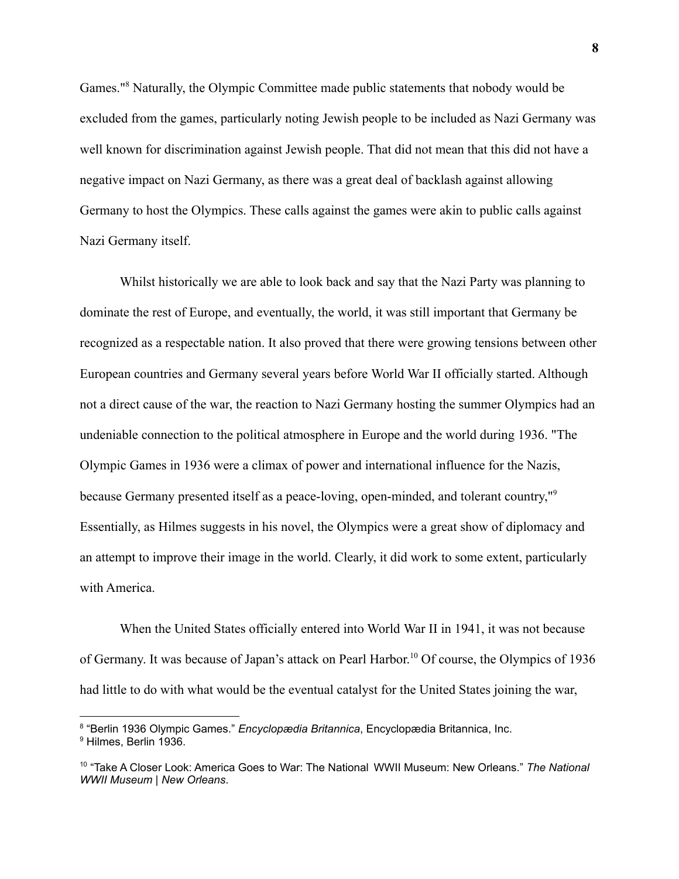Games."[8] Naturally, the Olympic Committee made public statements that nobody would be excluded from the games, particularly noting Jewish people to be included as Nazi Germany was well known for discrimination against Jewish people. That did not mean that this did not have a negative impact on Nazi Germany, as there was a great deal of backlash against allowing Germany to host the Olympics. These calls against the games were akin to public calls against Nazi Germany itself.

Whilst historically we are able to look back and say that the Nazi Party was planning to dominate the rest of Europe, and eventually, the world, it was still important that Germany be recognized as a respectable nation. It also proved that there were growing tensions between other European countries and Germany several years before World War II officially started. Although not a direct cause of the war, the reaction to Nazi Germany hosting the summer Olympics had an undeniable connection to the political atmosphere in Europe and the world during 1936. "The Olympic Games in 1936 were a climax of power and international influence for the Nazis, because Germany presented itself as a peace-loving, open-minded, and tolerant country,"[9] Essentially, as Hilmes suggests in his novel, the Olympics were a great show of diplomacy and an attempt to improve their image in the world. Clearly, it did work to some extent, particularly with America.

When the United States officially entered into World War II in 1941, it was not because of Germany. It was because of Japan's attack on Pearl Harbor.[10] Of course, the Olympics of 1936 had little to do with what would be the eventual catalyst for the United States joining the war,

---

[8] "Berlin 1936 Olympic Games." *Encyclopædia Britannica*, Encyclopædia Britannica, Inc.

[9] Hilmes, Berlin 1936.

[10] "Take A Closer Look: America Goes to War: The National WWII Museum: New Orleans." *The National WWII Museum | New Orleans*.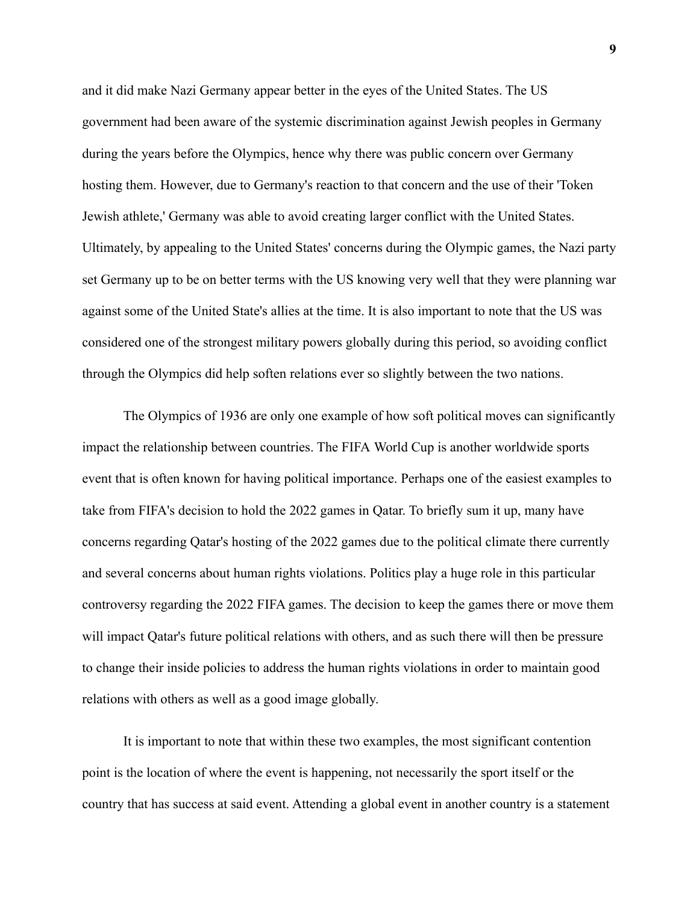and it did make Nazi Germany appear better in the eyes of the United States. The US government had been aware of the systemic discrimination against Jewish peoples in Germany during the years before the Olympics, hence why there was public concern over Germany hosting them. However, due to Germany's reaction to that concern and the use of their 'Token Jewish athlete,' Germany was able to avoid creating larger conflict with the United States. Ultimately, by appealing to the United States' concerns during the Olympic games, the Nazi party set Germany up to be on better terms with the US knowing very well that they were planning war against some of the United State's allies at the time. It is also important to note that the US was considered one of the strongest military powers globally during this period, so avoiding conflict through the Olympics did help soften relations ever so slightly between the two nations.

The Olympics of 1936 are only one example of how soft political moves can significantly impact the relationship between countries. The FIFA World Cup is another worldwide sports event that is often known for having political importance. Perhaps one of the easiest examples to take from FIFA's decision to hold the 2022 games in Qatar. To briefly sum it up, many have concerns regarding Qatar's hosting of the 2022 games due to the political climate there currently and several concerns about human rights violations. Politics play a huge role in this particular controversy regarding the 2022 FIFA games. The decision to keep the games there or move them will impact Qatar's future political relations with others, and as such there will then be pressure to change their inside policies to address the human rights violations in order to maintain good relations with others as well as a good image globally.

It is important to note that within these two examples, the most significant contention point is the location of where the event is happening, not necessarily the sport itself or the country that has success at said event. Attending a global event in another country is a statement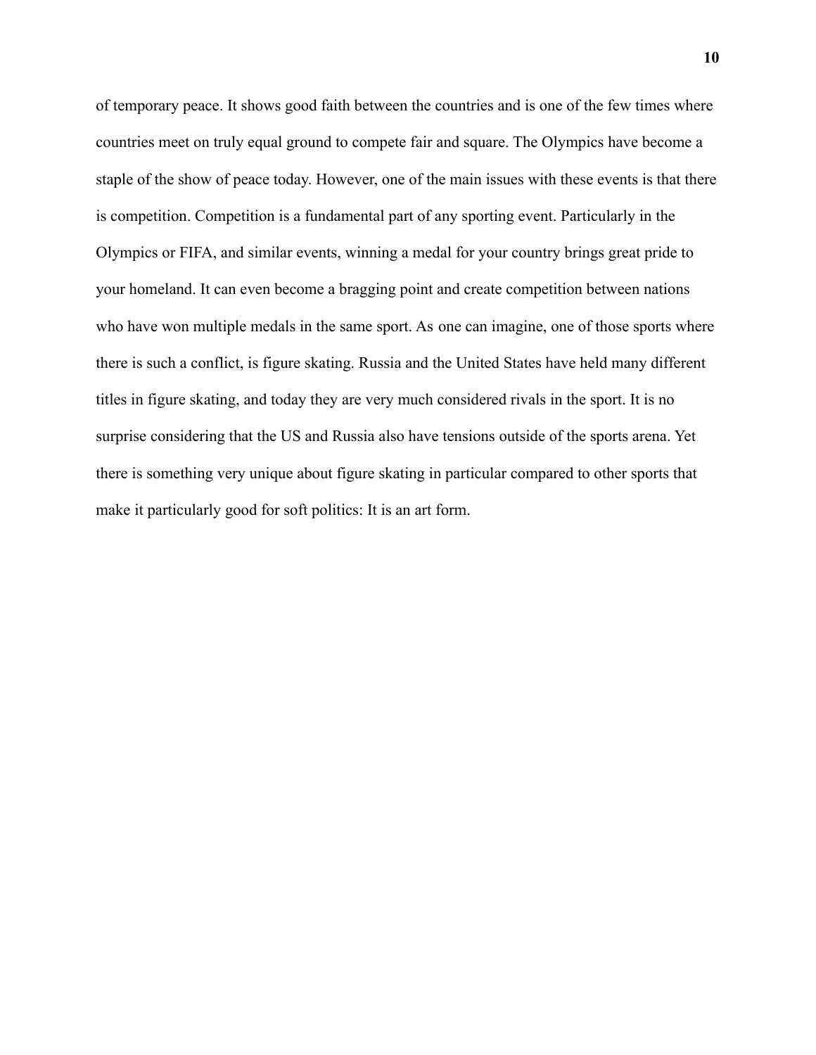of temporary peace. It shows good faith between the countries and is one of the few times where countries meet on truly equal ground to compete fair and square. The Olympics have become a staple of the show of peace today. However, one of the main issues with these events is that there is competition. Competition is a fundamental part of any sporting event. Particularly in the Olympics or FIFA, and similar events, winning a medal for your country brings great pride to your homeland. It can even become a bragging point and create competition between nations who have won multiple medals in the same sport. As one can imagine, one of those sports where there is such a conflict, is figure skating. Russia and the United States have held many different titles in figure skating, and today they are very much considered rivals in the sport. It is no surprise considering that the US and Russia also have tensions outside of the sports arena. Yet there is something very unique about figure skating in particular compared to other sports that make it particularly good for soft politics: It is an art form.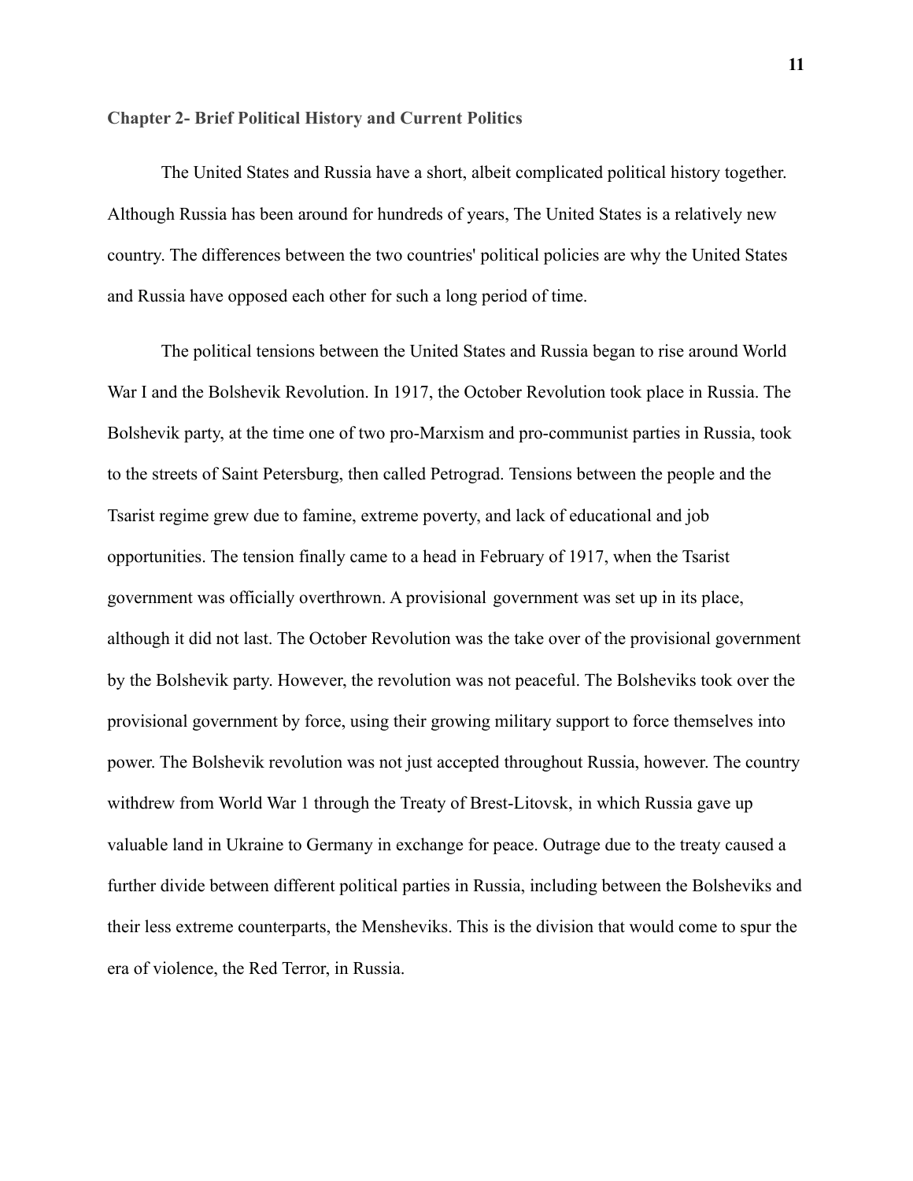## Chapter 2- Brief Political History and Current Politics

The United States and Russia have a short, albeit complicated political history together. Although Russia has been around for hundreds of years, The United States is a relatively new country. The differences between the two countries' political policies are why the United States and Russia have opposed each other for such a long period of time.

The political tensions between the United States and Russia began to rise around World War I and the Bolshevik Revolution. In 1917, the October Revolution took place in Russia. The Bolshevik party, at the time one of two pro-Marxism and pro-communist parties in Russia, took to the streets of Saint Petersburg, then called Petrograd. Tensions between the people and the Tsarist regime grew due to famine, extreme poverty, and lack of educational and job opportunities. The tension finally came to a head in February of 1917, when the Tsarist government was officially overthrown. A provisional government was set up in its place, although it did not last. The October Revolution was the take over of the provisional government by the Bolshevik party. However, the revolution was not peaceful. The Bolsheviks took over the provisional government by force, using their growing military support to force themselves into power. The Bolshevik revolution was not just accepted throughout Russia, however. The country withdrew from World War 1 through the Treaty of Brest-Litovsk, in which Russia gave up valuable land in Ukraine to Germany in exchange for peace. Outrage due to the treaty caused a further divide between different political parties in Russia, including between the Bolsheviks and their less extreme counterparts, the Mensheviks. This is the division that would come to spur the era of violence, the Red Terror, in Russia.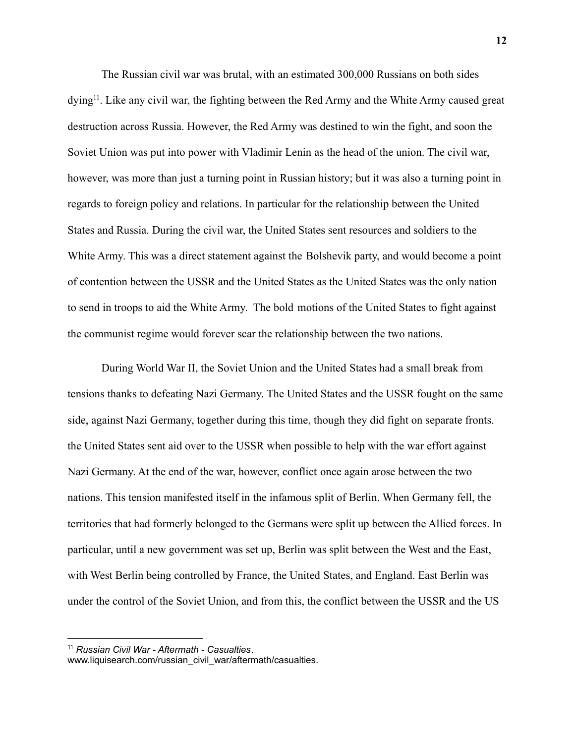The Russian civil war was brutal, with an estimated 300,000 Russians on both sides dying[11]. Like any civil war, the fighting between the Red Army and the White Army caused great destruction across Russia. However, the Red Army was destined to win the fight, and soon the Soviet Union was put into power with Vladimir Lenin as the head of the union. The civil war, however, was more than just a turning point in Russian history; but it was also a turning point in regards to foreign policy and relations. In particular for the relationship between the United States and Russia. During the civil war, the United States sent resources and soldiers to the White Army. This was a direct statement against the Bolshevik party, and would become a point of contention between the USSR and the United States as the United States was the only nation to send in troops to aid the White Army. The bold motions of the United States to fight against the communist regime would forever scar the relationship between the two nations.

During World War II, the Soviet Union and the United States had a small break from tensions thanks to defeating Nazi Germany. The United States and the USSR fought on the same side, against Nazi Germany, together during this time, though they did fight on separate fronts. the United States sent aid over to the USSR when possible to help with the war effort against Nazi Germany. At the end of the war, however, conflict once again arose between the two nations. This tension manifested itself in the infamous split of Berlin. When Germany fell, the territories that had formerly belonged to the Germans were split up between the Allied forces. In particular, until a new government was set up, Berlin was split between the West and the East, with West Berlin being controlled by France, the United States, and England. East Berlin was under the control of the Soviet Union, and from this, the conflict between the USSR and the US

---

[11] *Russian Civil War - Aftermath - Casualties*. www.liquisearch.com/russian_civil_war/aftermath/casualties.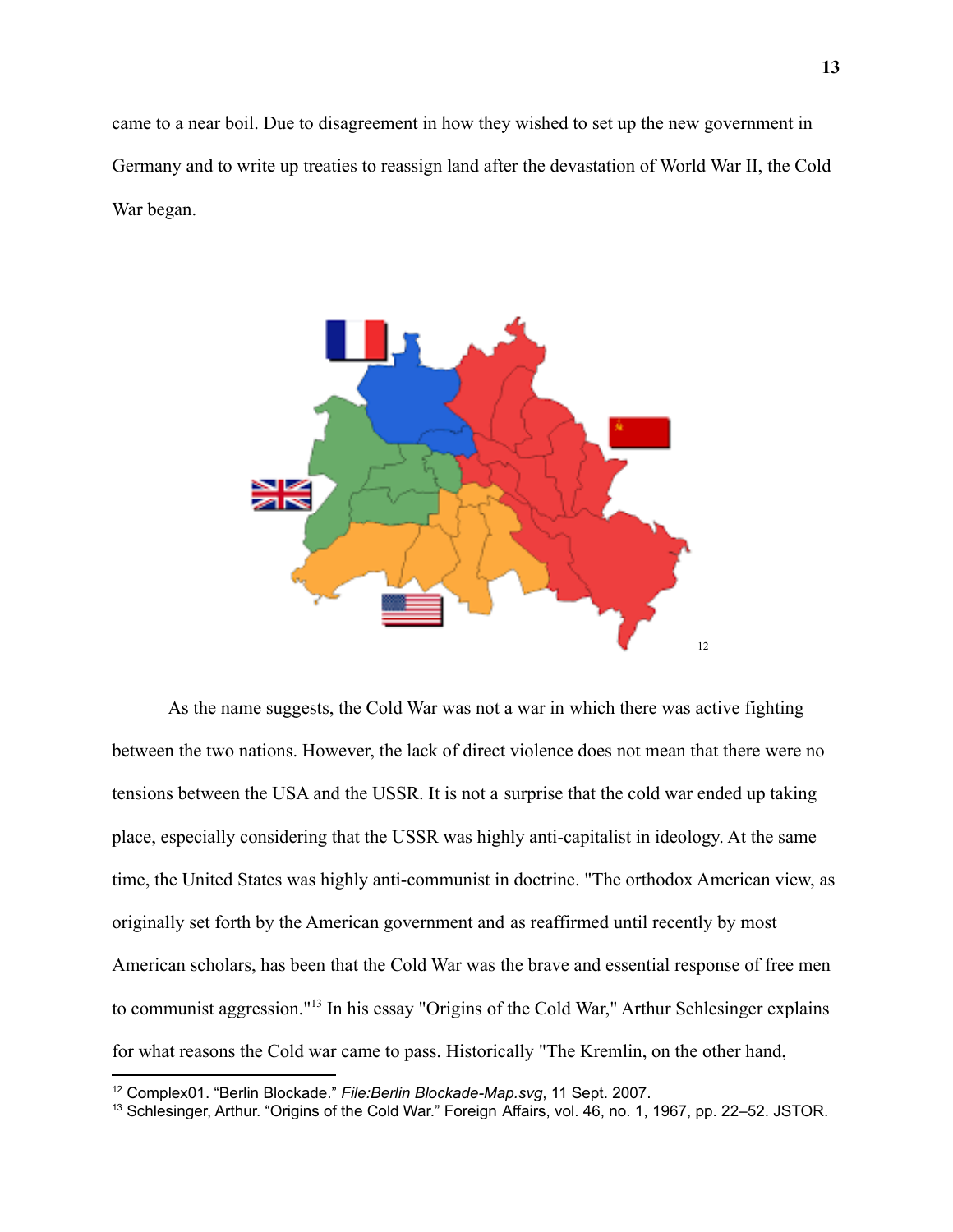came to a near boil. Due to disagreement in how they wished to set up the new government in Germany and to write up treaties to reassign land after the devastation of World War II, the Cold War began.

[12]

As the name suggests, the Cold War was not a war in which there was active fighting between the two nations. However, the lack of direct violence does not mean that there were no tensions between the USA and the USSR. It is not a surprise that the cold war ended up taking place, especially considering that the USSR was highly anti-capitalist in ideology. At the same time, the United States was highly anti-communist in doctrine. "The orthodox American view, as originally set forth by the American government and as reaffirmed until recently by most American scholars, has been that the Cold War was the brave and essential response of free men to communist aggression."[13] In his essay "Origins of the Cold War," Arthur Schlesinger explains for what reasons the Cold war came to pass. Historically "The Kremlin, on the other hand,

---

[12] Complex01. "Berlin Blockade." *File:Berlin Blockade-Map.svg*, 11 Sept. 2007.

[13] Schlesinger, Arthur. "Origins of the Cold War." Foreign Affairs, vol. 46, no. 1, 1967, pp. 22–52. JSTOR.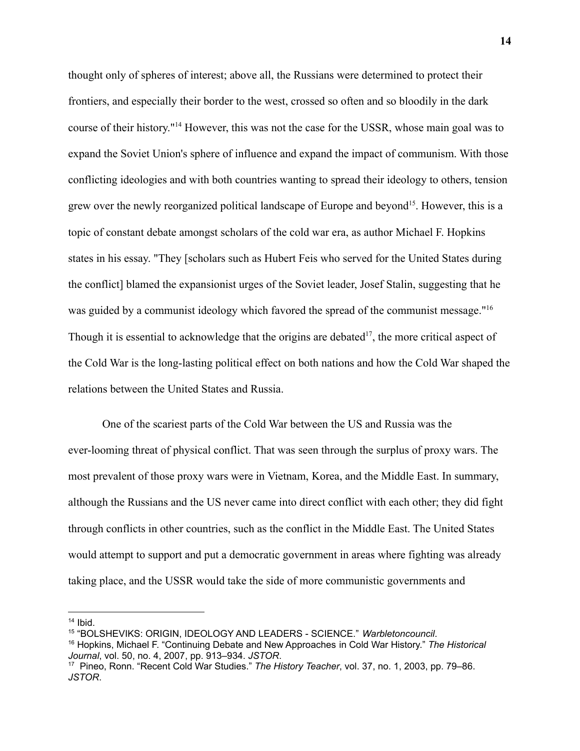thought only of spheres of interest; above all, the Russians were determined to protect their frontiers, and especially their border to the west, crossed so often and so bloodily in the dark course of their history."[14] However, this was not the case for the USSR, whose main goal was to expand the Soviet Union's sphere of influence and expand the impact of communism. With those conflicting ideologies and with both countries wanting to spread their ideology to others, tension grew over the newly reorganized political landscape of Europe and beyond[15]. However, this is a topic of constant debate amongst scholars of the cold war era, as author Michael F. Hopkins states in his essay. "They [scholars such as Hubert Feis who served for the United States during the conflict] blamed the expansionist urges of the Soviet leader, Josef Stalin, suggesting that he was guided by a communist ideology which favored the spread of the communist message."[16] Though it is essential to acknowledge that the origins are debated[17], the more critical aspect of the Cold War is the long-lasting political effect on both nations and how the Cold War shaped the relations between the United States and Russia.

One of the scariest parts of the Cold War between the US and Russia was the ever-looming threat of physical conflict. That was seen through the surplus of proxy wars. The most prevalent of those proxy wars were in Vietnam, Korea, and the Middle East. In summary, although the Russians and the US never came into direct conflict with each other; they did fight through conflicts in other countries, such as the conflict in the Middle East. The United States would attempt to support and put a democratic government in areas where fighting was already taking place, and the USSR would take the side of more communistic governments and

---

[14] Ibid.

[15] "BOLSHEVIKS: ORIGIN, IDEOLOGY AND LEADERS - SCIENCE." *Warbletoncouncil*.

[16] Hopkins, Michael F. "Continuing Debate and New Approaches in Cold War History." *The Historical Journal*, vol. 50, no. 4, 2007, pp. 913–934. *JSTOR*.

[17] Pineo, Ronn. "Recent Cold War Studies." *The History Teacher*, vol. 37, no. 1, 2003, pp. 79–86. *JSTOR*.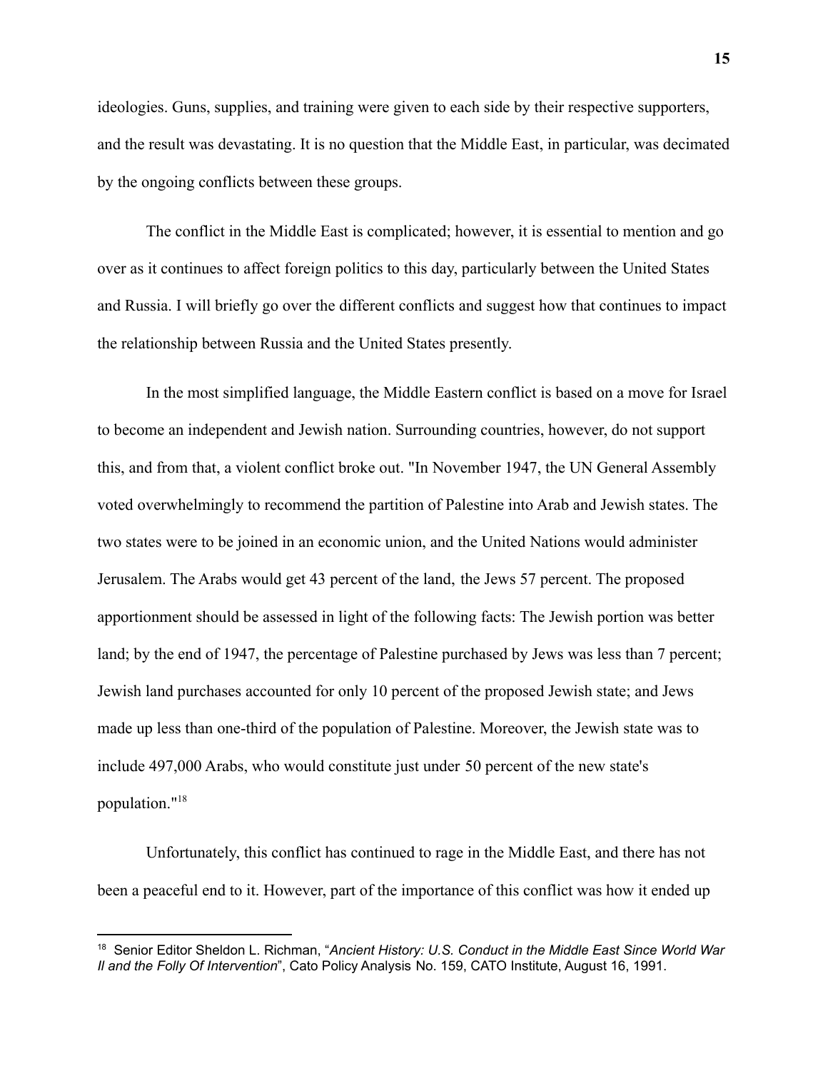ideologies. Guns, supplies, and training were given to each side by their respective supporters, and the result was devastating. It is no question that the Middle East, in particular, was decimated by the ongoing conflicts between these groups.

The conflict in the Middle East is complicated; however, it is essential to mention and go over as it continues to affect foreign politics to this day, particularly between the United States and Russia. I will briefly go over the different conflicts and suggest how that continues to impact the relationship between Russia and the United States presently.

In the most simplified language, the Middle Eastern conflict is based on a move for Israel to become an independent and Jewish nation. Surrounding countries, however, do not support this, and from that, a violent conflict broke out. "In November 1947, the UN General Assembly voted overwhelmingly to recommend the partition of Palestine into Arab and Jewish states. The two states were to be joined in an economic union, and the United Nations would administer Jerusalem. The Arabs would get 43 percent of the land, the Jews 57 percent. The proposed apportionment should be assessed in light of the following facts: The Jewish portion was better land; by the end of 1947, the percentage of Palestine purchased by Jews was less than 7 percent; Jewish land purchases accounted for only 10 percent of the proposed Jewish state; and Jews made up less than one-third of the population of Palestine. Moreover, the Jewish state was to include 497,000 Arabs, who would constitute just under 50 percent of the new state's population."[18]

Unfortunately, this conflict has continued to rage in the Middle East, and there has not been a peaceful end to it. However, part of the importance of this conflict was how it ended up

---

[18] Senior Editor Sheldon L. Richman, "*Ancient History: U.S. Conduct in the Middle East Since World War II and the Folly Of Intervention*", Cato Policy Analysis No. 159, CATO Institute, August 16, 1991.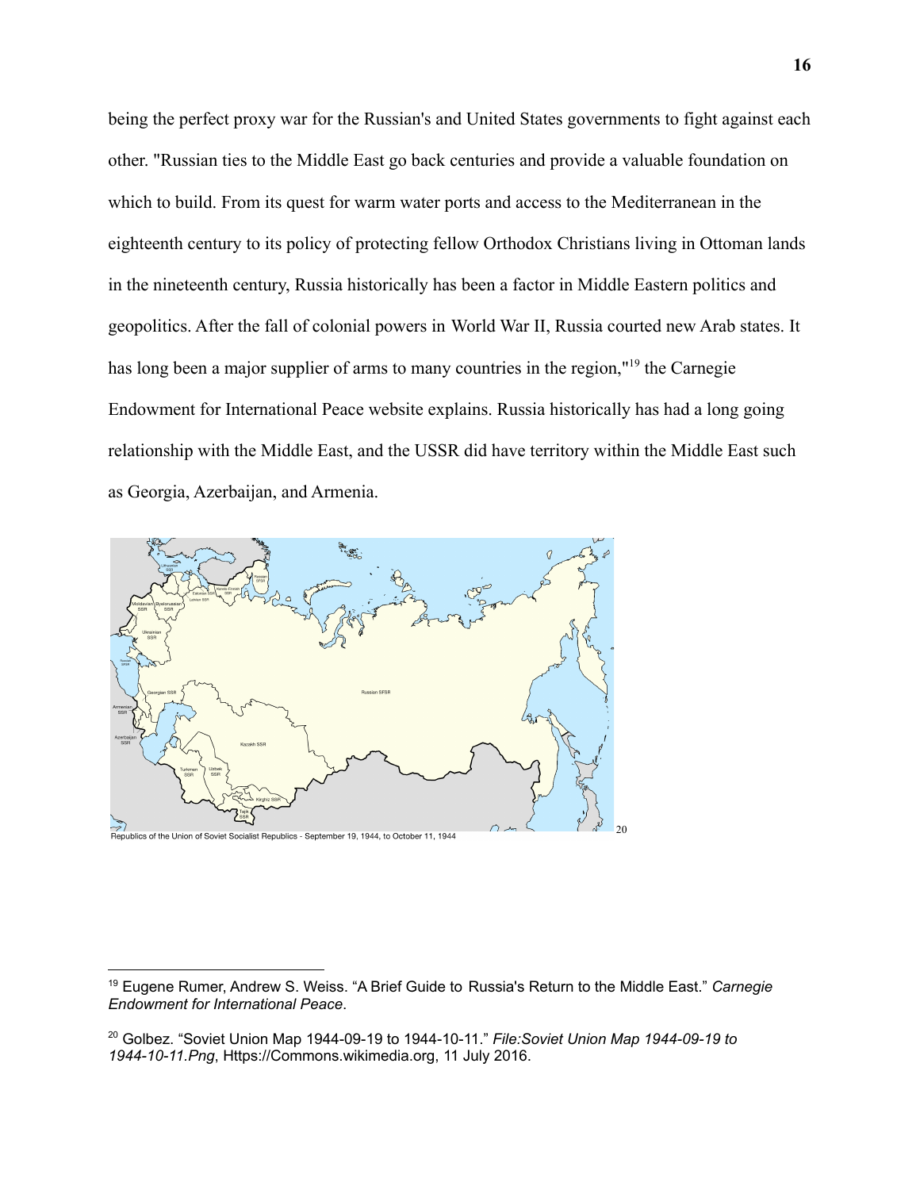being the perfect proxy war for the Russian's and United States governments to fight against each other. "Russian ties to the Middle East go back centuries and provide a valuable foundation on which to build. From its quest for warm water ports and access to the Mediterranean in the eighteenth century to its policy of protecting fellow Orthodox Christians living in Ottoman lands in the nineteenth century, Russia historically has been a factor in Middle Eastern politics and geopolitics. After the fall of colonial powers in World War II, Russia courted new Arab states. It has long been a major supplier of arms to many countries in the region,"[19] the Carnegie Endowment for International Peace website explains. Russia historically has had a long going relationship with the Middle East, and the USSR did have territory within the Middle East such as Georgia, Azerbaijan, and Armenia.

Republics of the Union of Soviet Socialist Republics - September 19, 1944, to October 11, 1944 [20]

---

[19] Eugene Rumer, Andrew S. Weiss. "A Brief Guide to Russia's Return to the Middle East." *Carnegie Endowment for International Peace*.

[20] Golbez. "Soviet Union Map 1944-09-19 to 1944-10-11." *File:Soviet Union Map 1944-09-19 to 1944-10-11.Png*, Https://Commons.wikimedia.org, 11 July 2016.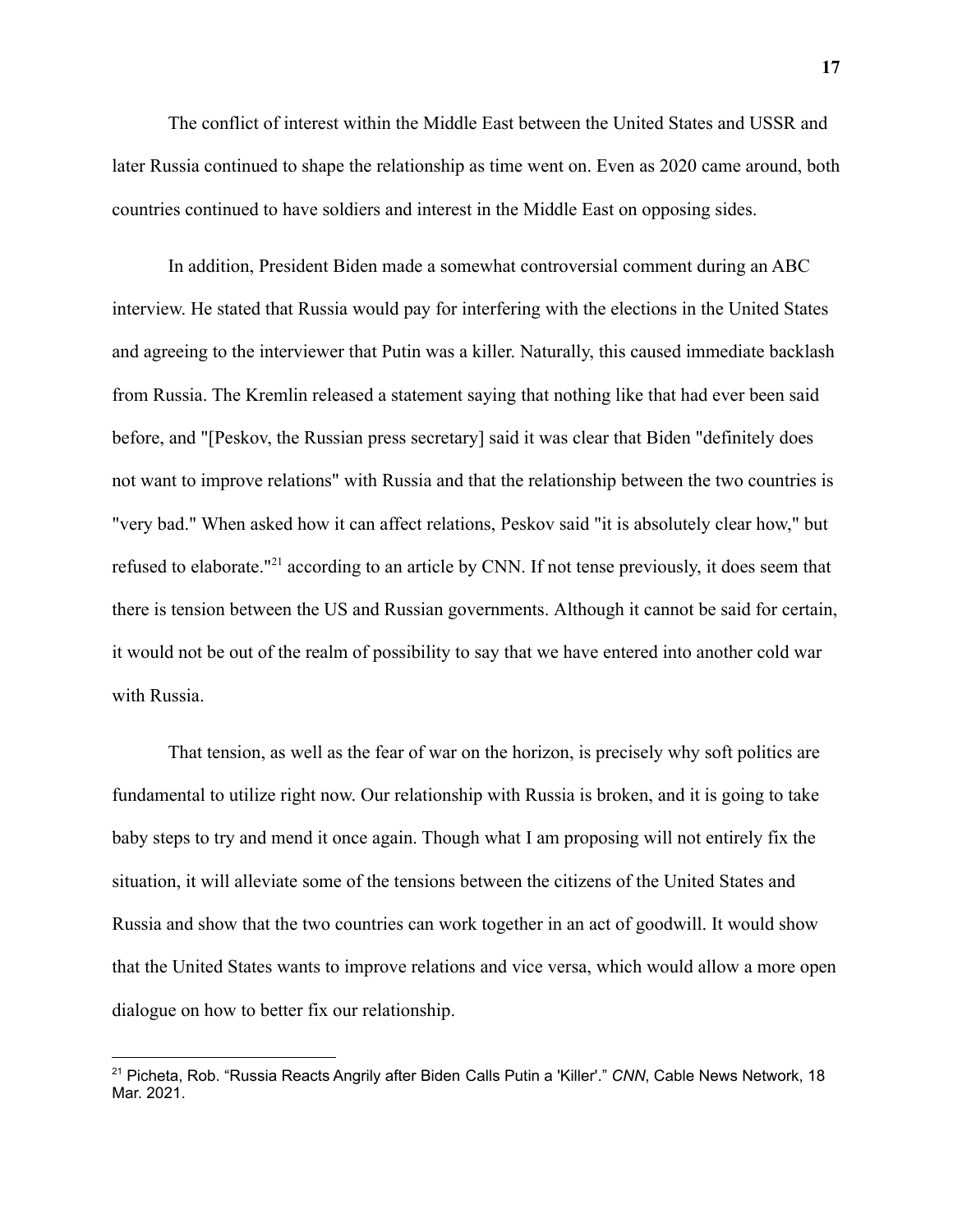The conflict of interest within the Middle East between the United States and USSR and later Russia continued to shape the relationship as time went on. Even as 2020 came around, both countries continued to have soldiers and interest in the Middle East on opposing sides.

In addition, President Biden made a somewhat controversial comment during an ABC interview. He stated that Russia would pay for interfering with the elections in the United States and agreeing to the interviewer that Putin was a killer. Naturally, this caused immediate backlash from Russia. The Kremlin released a statement saying that nothing like that had ever been said before, and "[Peskov, the Russian press secretary] said it was clear that Biden "definitely does not want to improve relations" with Russia and that the relationship between the two countries is "very bad." When asked how it can affect relations, Peskov said "it is absolutely clear how," but refused to elaborate."[21] according to an article by CNN. If not tense previously, it does seem that there is tension between the US and Russian governments. Although it cannot be said for certain, it would not be out of the realm of possibility to say that we have entered into another cold war with Russia.

That tension, as well as the fear of war on the horizon, is precisely why soft politics are fundamental to utilize right now. Our relationship with Russia is broken, and it is going to take baby steps to try and mend it once again. Though what I am proposing will not entirely fix the situation, it will alleviate some of the tensions between the citizens of the United States and Russia and show that the two countries can work together in an act of goodwill. It would show that the United States wants to improve relations and vice versa, which would allow a more open dialogue on how to better fix our relationship.

---

[21] Picheta, Rob. "Russia Reacts Angrily after Biden Calls Putin a 'Killer'." *CNN*, Cable News Network, 18 Mar. 2021.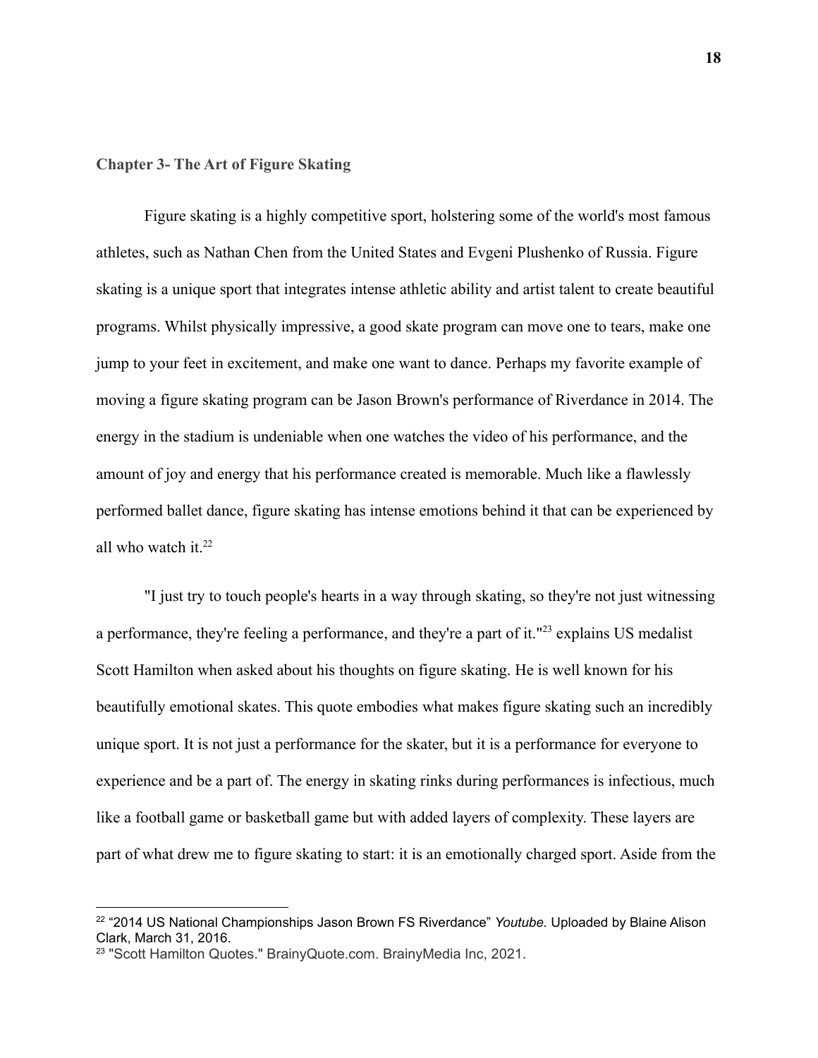## Chapter 3- The Art of Figure Skating

Figure skating is a highly competitive sport, holstering some of the world's most famous athletes, such as Nathan Chen from the United States and Evgeni Plushenko of Russia. Figure skating is a unique sport that integrates intense athletic ability and artist talent to create beautiful programs. Whilst physically impressive, a good skate program can move one to tears, make one jump to your feet in excitement, and make one want to dance. Perhaps my favorite example of moving a figure skating program can be Jason Brown's performance of Riverdance in 2014. The energy in the stadium is undeniable when one watches the video of his performance, and the amount of joy and energy that his performance created is memorable. Much like a flawlessly performed ballet dance, figure skating has intense emotions behind it that can be experienced by all who watch it.[22]

"I just try to touch people's hearts in a way through skating, so they're not just witnessing a performance, they're feeling a performance, and they're a part of it."[23] explains US medalist Scott Hamilton when asked about his thoughts on figure skating. He is well known for his beautifully emotional skates. This quote embodies what makes figure skating such an incredibly unique sport. It is not just a performance for the skater, but it is a performance for everyone to experience and be a part of. The energy in skating rinks during performances is infectious, much like a football game or basketball game but with added layers of complexity. These layers are part of what drew me to figure skating to start: it is an emotionally charged sport. Aside from the

---

[22] "2014 US National Championships Jason Brown FS Riverdance" *Youtube.* Uploaded by Blaine Alison Clark, March 31, 2016.

[23] "Scott Hamilton Quotes." BrainyQuote.com. BrainyMedia Inc, 2021.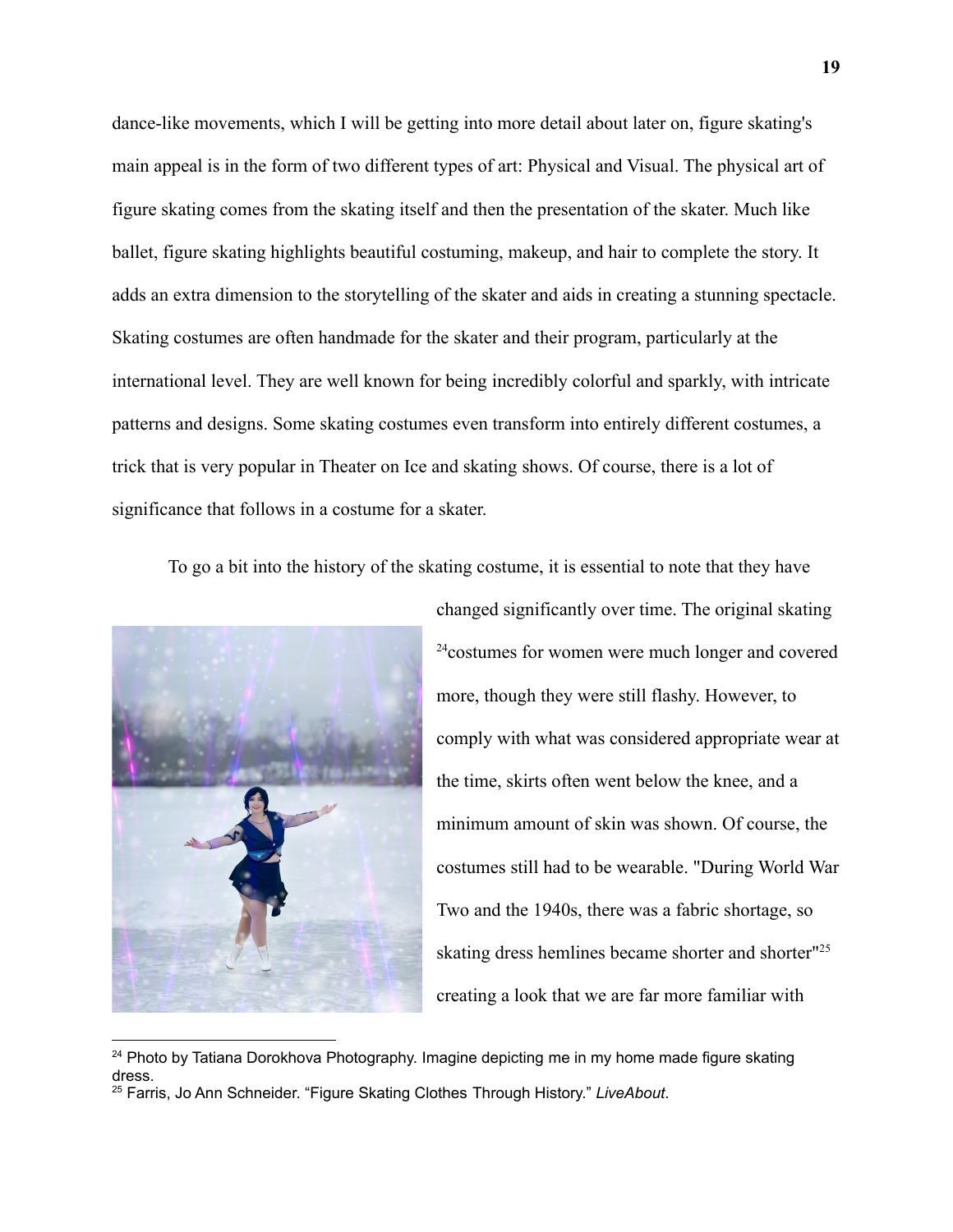dance-like movements, which I will be getting into more detail about later on, figure skating's main appeal is in the form of two different types of art: Physical and Visual. The physical art of figure skating comes from the skating itself and then the presentation of the skater. Much like ballet, figure skating highlights beautiful costuming, makeup, and hair to complete the story. It adds an extra dimension to the storytelling of the skater and aids in creating a stunning spectacle. Skating costumes are often handmade for the skater and their program, particularly at the international level. They are well known for being incredibly colorful and sparkly, with intricate patterns and designs. Some skating costumes even transform into entirely different costumes, a trick that is very popular in Theater on Ice and skating shows. Of course, there is a lot of significance that follows in a costume for a skater.

To go a bit into the history of the skating costume, it is essential to note that they have changed significantly over time. The original skating [24]costumes for women were much longer and covered more, though they were still flashy. However, to comply with what was considered appropriate wear at the time, skirts often went below the knee, and a minimum amount of skin was shown. Of course, the costumes still had to be wearable. "During World War Two and the 1940s, there was a fabric shortage, so skating dress hemlines became shorter and shorter"[25] creating a look that we are far more familiar with

---

[24] Photo by Tatiana Dorokhova Photography. Imagine depicting me in my home made figure skating dress.

[25] Farris, Jo Ann Schneider. "Figure Skating Clothes Through History." *LiveAbout*.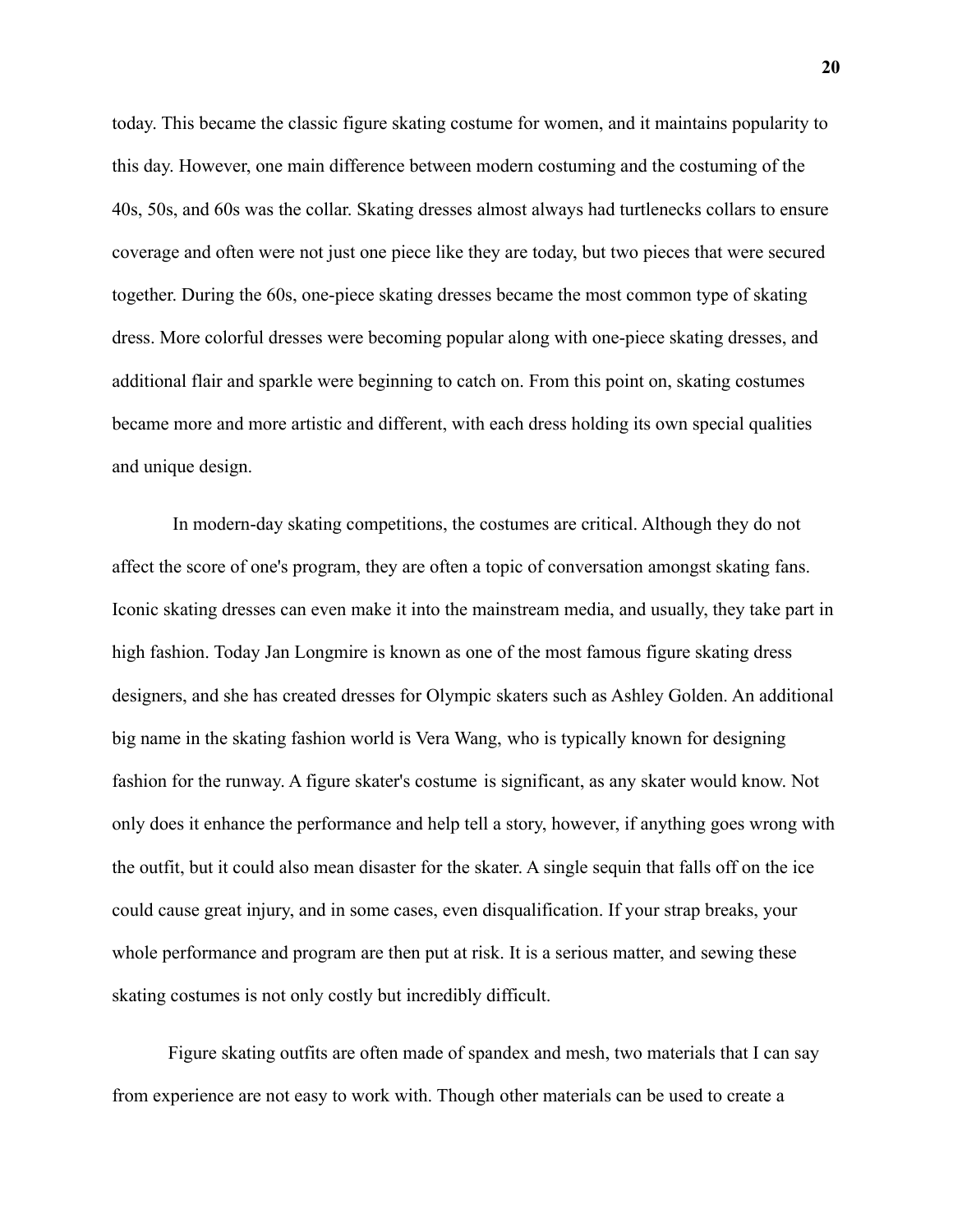today. This became the classic figure skating costume for women, and it maintains popularity to this day. However, one main difference between modern costuming and the costuming of the 40s, 50s, and 60s was the collar. Skating dresses almost always had turtlenecks collars to ensure coverage and often were not just one piece like they are today, but two pieces that were secured together. During the 60s, one-piece skating dresses became the most common type of skating dress. More colorful dresses were becoming popular along with one-piece skating dresses, and additional flair and sparkle were beginning to catch on. From this point on, skating costumes became more and more artistic and different, with each dress holding its own special qualities and unique design.

In modern-day skating competitions, the costumes are critical. Although they do not affect the score of one's program, they are often a topic of conversation amongst skating fans. Iconic skating dresses can even make it into the mainstream media, and usually, they take part in high fashion. Today Jan Longmire is known as one of the most famous figure skating dress designers, and she has created dresses for Olympic skaters such as Ashley Golden. An additional big name in the skating fashion world is Vera Wang, who is typically known for designing fashion for the runway. A figure skater's costume is significant, as any skater would know. Not only does it enhance the performance and help tell a story, however, if anything goes wrong with the outfit, but it could also mean disaster for the skater. A single sequin that falls off on the ice could cause great injury, and in some cases, even disqualification. If your strap breaks, your whole performance and program are then put at risk. It is a serious matter, and sewing these skating costumes is not only costly but incredibly difficult.

Figure skating outfits are often made of spandex and mesh, two materials that I can say from experience are not easy to work with. Though other materials can be used to create a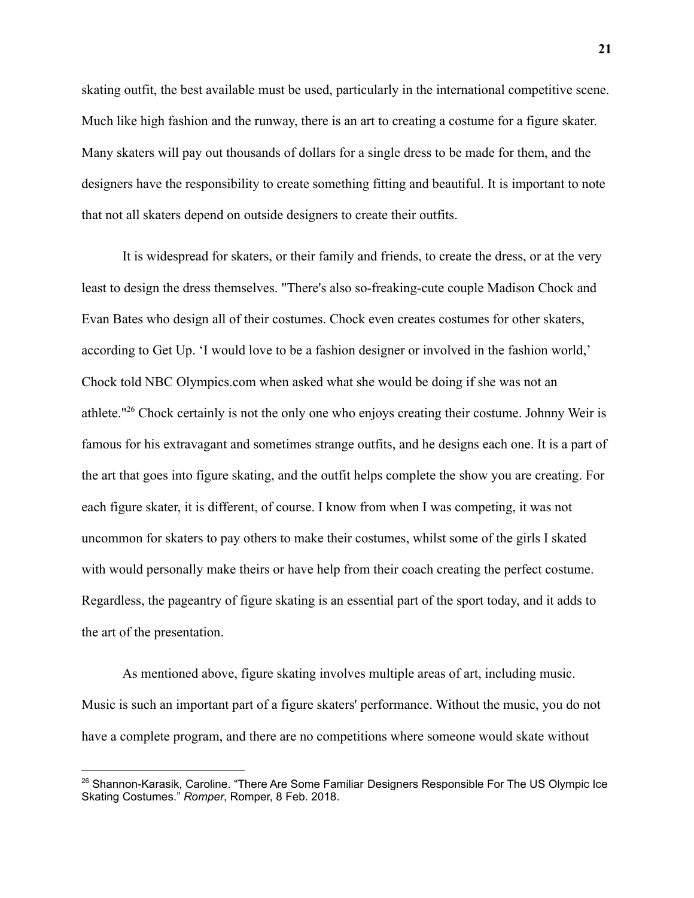skating outfit, the best available must be used, particularly in the international competitive scene. Much like high fashion and the runway, there is an art to creating a costume for a figure skater. Many skaters will pay out thousands of dollars for a single dress to be made for them, and the designers have the responsibility to create something fitting and beautiful. It is important to note that not all skaters depend on outside designers to create their outfits.

It is widespread for skaters, or their family and friends, to create the dress, or at the very least to design the dress themselves. "There's also so-freaking-cute couple Madison Chock and Evan Bates who design all of their costumes. Chock even creates costumes for other skaters, according to Get Up. 'I would love to be a fashion designer or involved in the fashion world,' Chock told NBC Olympics.com when asked what she would be doing if she was not an athlete."[26] Chock certainly is not the only one who enjoys creating their costume. Johnny Weir is famous for his extravagant and sometimes strange outfits, and he designs each one. It is a part of the art that goes into figure skating, and the outfit helps complete the show you are creating. For each figure skater, it is different, of course. I know from when I was competing, it was not uncommon for skaters to pay others to make their costumes, whilst some of the girls I skated with would personally make theirs or have help from their coach creating the perfect costume. Regardless, the pageantry of figure skating is an essential part of the sport today, and it adds to the art of the presentation.

As mentioned above, figure skating involves multiple areas of art, including music. Music is such an important part of a figure skaters' performance. Without the music, you do not have a complete program, and there are no competitions where someone would skate without

---

[26] Shannon-Karasik, Caroline. "There Are Some Familiar Designers Responsible For The US Olympic Ice Skating Costumes." *Romper*, Romper, 8 Feb. 2018.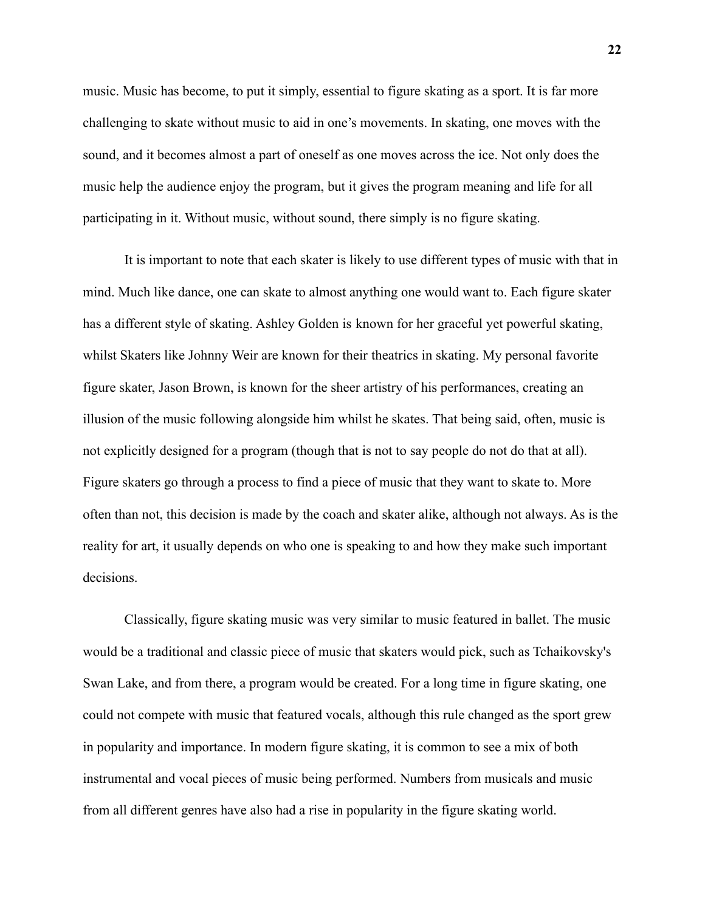music. Music has become, to put it simply, essential to figure skating as a sport. It is far more challenging to skate without music to aid in one's movements. In skating, one moves with the sound, and it becomes almost a part of oneself as one moves across the ice. Not only does the music help the audience enjoy the program, but it gives the program meaning and life for all participating in it. Without music, without sound, there simply is no figure skating.

It is important to note that each skater is likely to use different types of music with that in mind. Much like dance, one can skate to almost anything one would want to. Each figure skater has a different style of skating. Ashley Golden is known for her graceful yet powerful skating, whilst Skaters like Johnny Weir are known for their theatrics in skating. My personal favorite figure skater, Jason Brown, is known for the sheer artistry of his performances, creating an illusion of the music following alongside him whilst he skates. That being said, often, music is not explicitly designed for a program (though that is not to say people do not do that at all). Figure skaters go through a process to find a piece of music that they want to skate to. More often than not, this decision is made by the coach and skater alike, although not always. As is the reality for art, it usually depends on who one is speaking to and how they make such important decisions.

Classically, figure skating music was very similar to music featured in ballet. The music would be a traditional and classic piece of music that skaters would pick, such as Tchaikovsky's Swan Lake, and from there, a program would be created. For a long time in figure skating, one could not compete with music that featured vocals, although this rule changed as the sport grew in popularity and importance. In modern figure skating, it is common to see a mix of both instrumental and vocal pieces of music being performed. Numbers from musicals and music from all different genres have also had a rise in popularity in the figure skating world.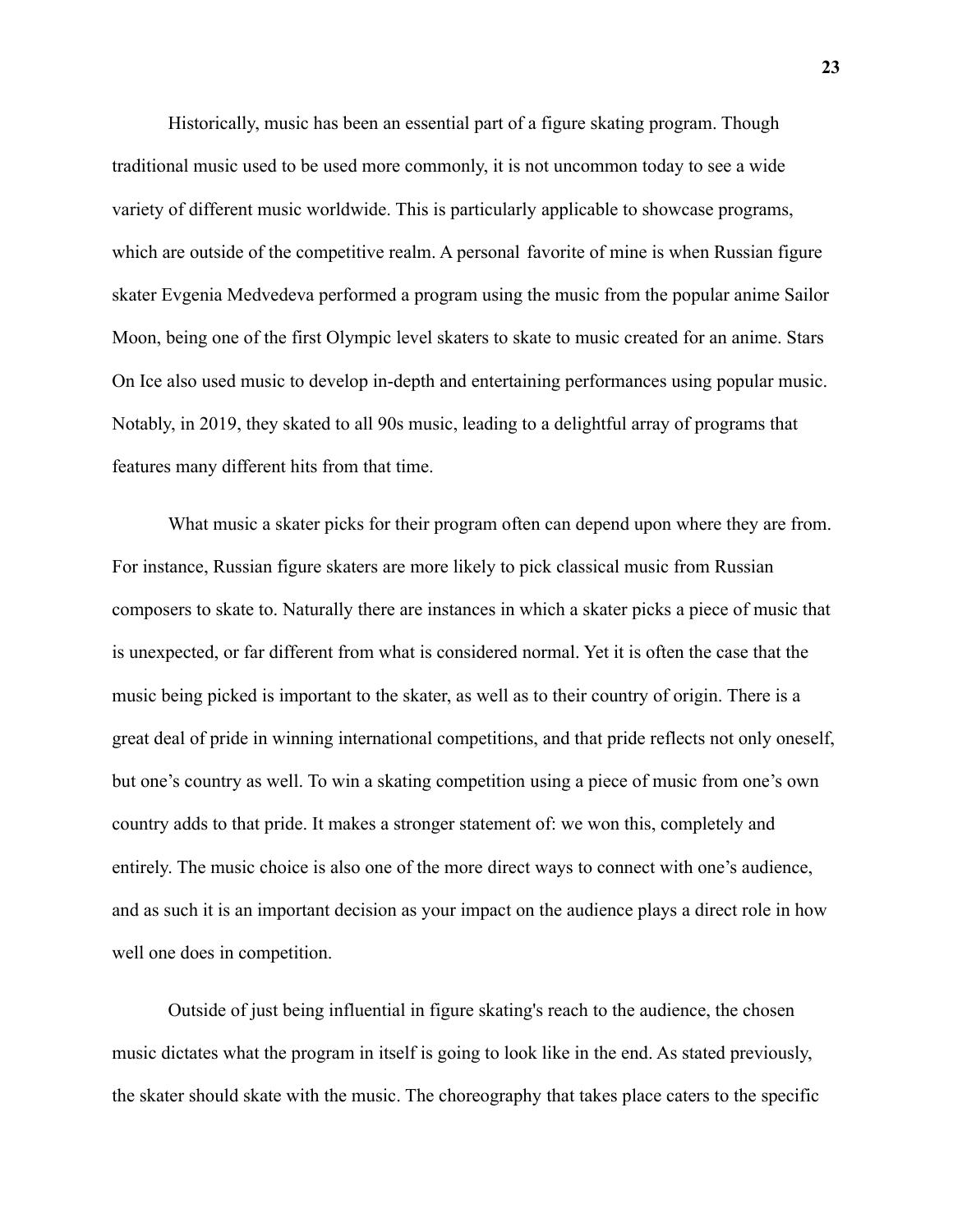Historically, music has been an essential part of a figure skating program. Though traditional music used to be used more commonly, it is not uncommon today to see a wide variety of different music worldwide. This is particularly applicable to showcase programs, which are outside of the competitive realm. A personal favorite of mine is when Russian figure skater Evgenia Medvedeva performed a program using the music from the popular anime Sailor Moon, being one of the first Olympic level skaters to skate to music created for an anime. Stars On Ice also used music to develop in-depth and entertaining performances using popular music. Notably, in 2019, they skated to all 90s music, leading to a delightful array of programs that features many different hits from that time.

What music a skater picks for their program often can depend upon where they are from. For instance, Russian figure skaters are more likely to pick classical music from Russian composers to skate to. Naturally there are instances in which a skater picks a piece of music that is unexpected, or far different from what is considered normal. Yet it is often the case that the music being picked is important to the skater, as well as to their country of origin. There is a great deal of pride in winning international competitions, and that pride reflects not only oneself, but one's country as well. To win a skating competition using a piece of music from one's own country adds to that pride. It makes a stronger statement of: we won this, completely and entirely. The music choice is also one of the more direct ways to connect with one's audience, and as such it is an important decision as your impact on the audience plays a direct role in how well one does in competition.

Outside of just being influential in figure skating's reach to the audience, the chosen music dictates what the program in itself is going to look like in the end. As stated previously, the skater should skate with the music. The choreography that takes place caters to the specific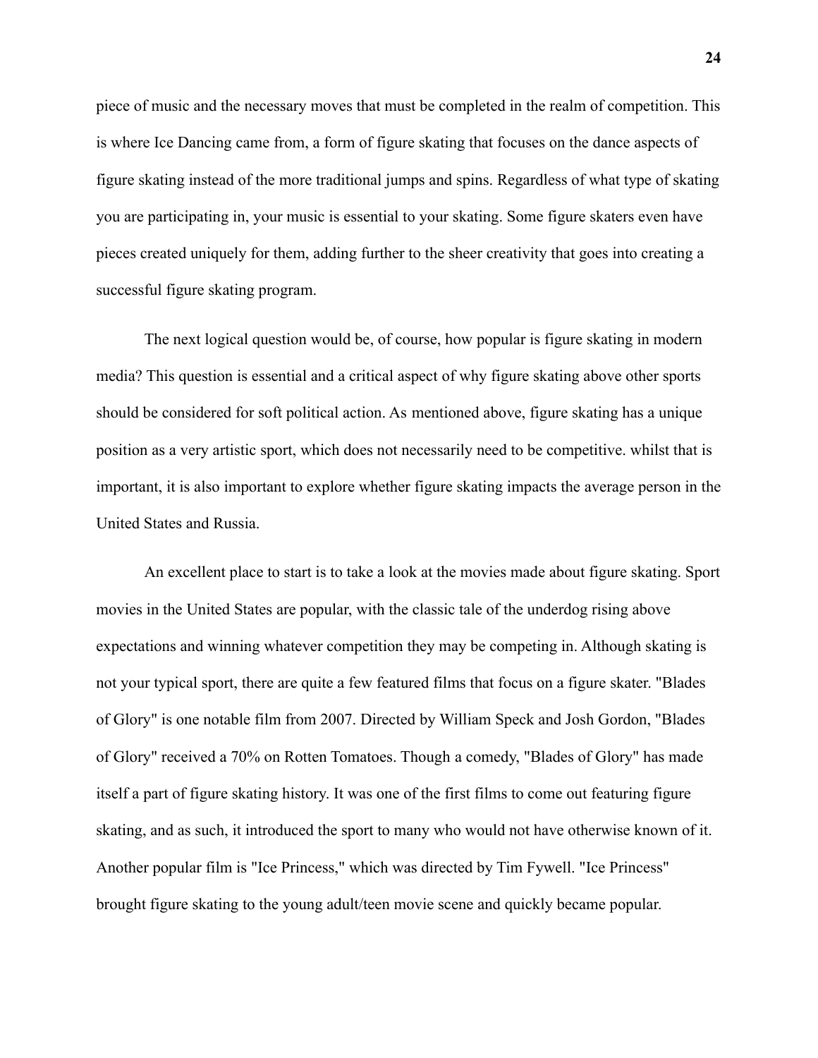piece of music and the necessary moves that must be completed in the realm of competition. This is where Ice Dancing came from, a form of figure skating that focuses on the dance aspects of figure skating instead of the more traditional jumps and spins. Regardless of what type of skating you are participating in, your music is essential to your skating. Some figure skaters even have pieces created uniquely for them, adding further to the sheer creativity that goes into creating a successful figure skating program.

The next logical question would be, of course, how popular is figure skating in modern media? This question is essential and a critical aspect of why figure skating above other sports should be considered for soft political action. As mentioned above, figure skating has a unique position as a very artistic sport, which does not necessarily need to be competitive. whilst that is important, it is also important to explore whether figure skating impacts the average person in the United States and Russia.

An excellent place to start is to take a look at the movies made about figure skating. Sport movies in the United States are popular, with the classic tale of the underdog rising above expectations and winning whatever competition they may be competing in. Although skating is not your typical sport, there are quite a few featured films that focus on a figure skater. "Blades of Glory" is one notable film from 2007. Directed by William Speck and Josh Gordon, "Blades of Glory" received a 70% on Rotten Tomatoes. Though a comedy, "Blades of Glory" has made itself a part of figure skating history. It was one of the first films to come out featuring figure skating, and as such, it introduced the sport to many who would not have otherwise known of it. Another popular film is "Ice Princess," which was directed by Tim Fywell. "Ice Princess" brought figure skating to the young adult/teen movie scene and quickly became popular.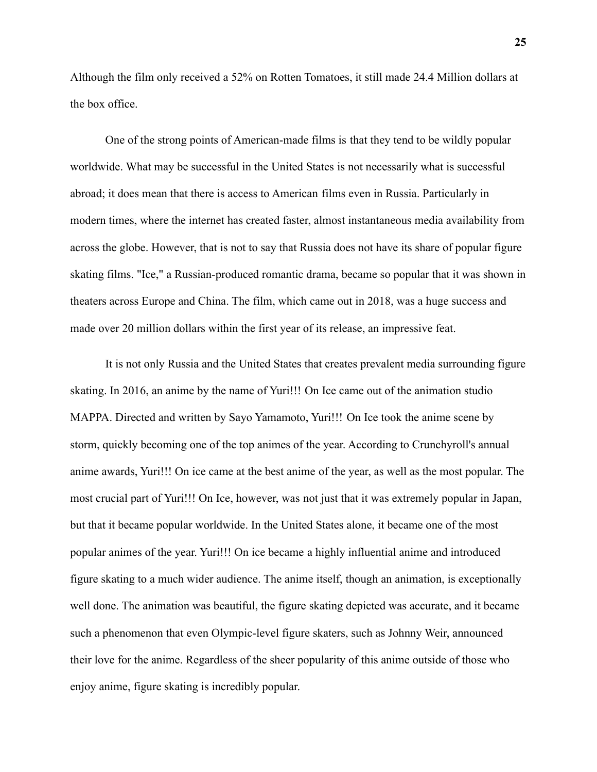Although the film only received a 52% on Rotten Tomatoes, it still made 24.4 Million dollars at the box office.

One of the strong points of American-made films is that they tend to be wildly popular worldwide. What may be successful in the United States is not necessarily what is successful abroad; it does mean that there is access to American films even in Russia. Particularly in modern times, where the internet has created faster, almost instantaneous media availability from across the globe. However, that is not to say that Russia does not have its share of popular figure skating films. "Ice," a Russian-produced romantic drama, became so popular that it was shown in theaters across Europe and China. The film, which came out in 2018, was a huge success and made over 20 million dollars within the first year of its release, an impressive feat.

It is not only Russia and the United States that creates prevalent media surrounding figure skating. In 2016, an anime by the name of Yuri!!! On Ice came out of the animation studio MAPPA. Directed and written by Sayo Yamamoto, Yuri!!! On Ice took the anime scene by storm, quickly becoming one of the top animes of the year. According to Crunchyroll's annual anime awards, Yuri!!! On ice came at the best anime of the year, as well as the most popular. The most crucial part of Yuri!!! On Ice, however, was not just that it was extremely popular in Japan, but that it became popular worldwide. In the United States alone, it became one of the most popular animes of the year. Yuri!!! On ice became a highly influential anime and introduced figure skating to a much wider audience. The anime itself, though an animation, is exceptionally well done. The animation was beautiful, the figure skating depicted was accurate, and it became such a phenomenon that even Olympic-level figure skaters, such as Johnny Weir, announced their love for the anime. Regardless of the sheer popularity of this anime outside of those who enjoy anime, figure skating is incredibly popular.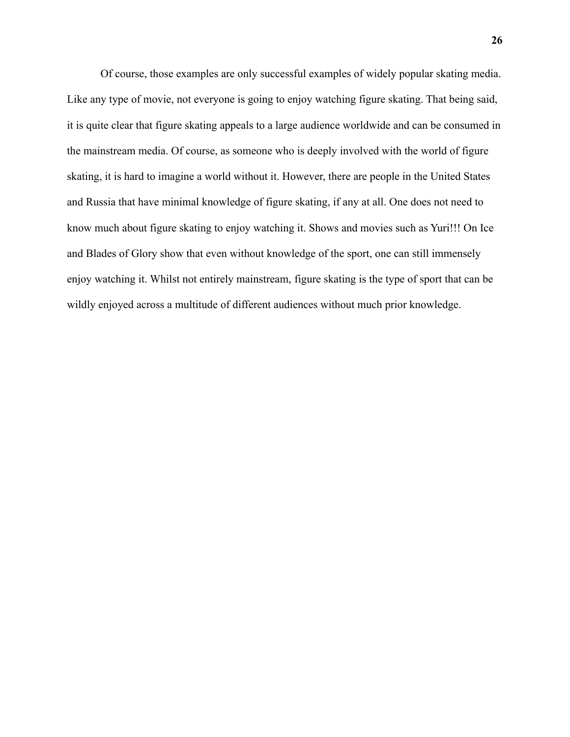Of course, those examples are only successful examples of widely popular skating media. Like any type of movie, not everyone is going to enjoy watching figure skating. That being said, it is quite clear that figure skating appeals to a large audience worldwide and can be consumed in the mainstream media. Of course, as someone who is deeply involved with the world of figure skating, it is hard to imagine a world without it. However, there are people in the United States and Russia that have minimal knowledge of figure skating, if any at all. One does not need to know much about figure skating to enjoy watching it. Shows and movies such as Yuri!!! On Ice and Blades of Glory show that even without knowledge of the sport, one can still immensely enjoy watching it. Whilst not entirely mainstream, figure skating is the type of sport that can be wildly enjoyed across a multitude of different audiences without much prior knowledge.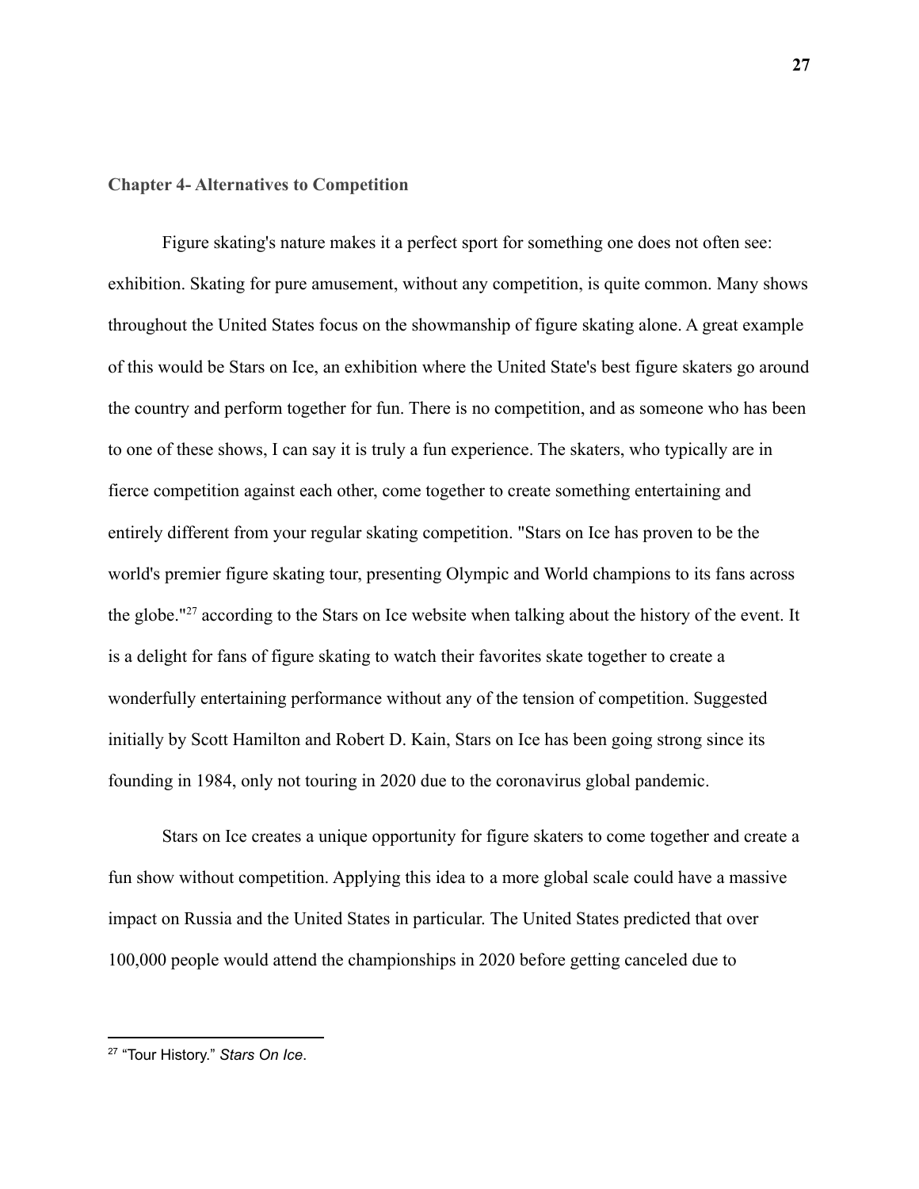## Chapter 4- Alternatives to Competition

Figure skating's nature makes it a perfect sport for something one does not often see: exhibition. Skating for pure amusement, without any competition, is quite common. Many shows throughout the United States focus on the showmanship of figure skating alone. A great example of this would be Stars on Ice, an exhibition where the United State's best figure skaters go around the country and perform together for fun. There is no competition, and as someone who has been to one of these shows, I can say it is truly a fun experience. The skaters, who typically are in fierce competition against each other, come together to create something entertaining and entirely different from your regular skating competition. "Stars on Ice has proven to be the world's premier figure skating tour, presenting Olympic and World champions to its fans across the globe."[27] according to the Stars on Ice website when talking about the history of the event. It is a delight for fans of figure skating to watch their favorites skate together to create a wonderfully entertaining performance without any of the tension of competition. Suggested initially by Scott Hamilton and Robert D. Kain, Stars on Ice has been going strong since its founding in 1984, only not touring in 2020 due to the coronavirus global pandemic.

Stars on Ice creates a unique opportunity for figure skaters to come together and create a fun show without competition. Applying this idea to a more global scale could have a massive impact on Russia and the United States in particular. The United States predicted that over 100,000 people would attend the championships in 2020 before getting canceled due to

[27] "Tour History." *Stars On Ice*.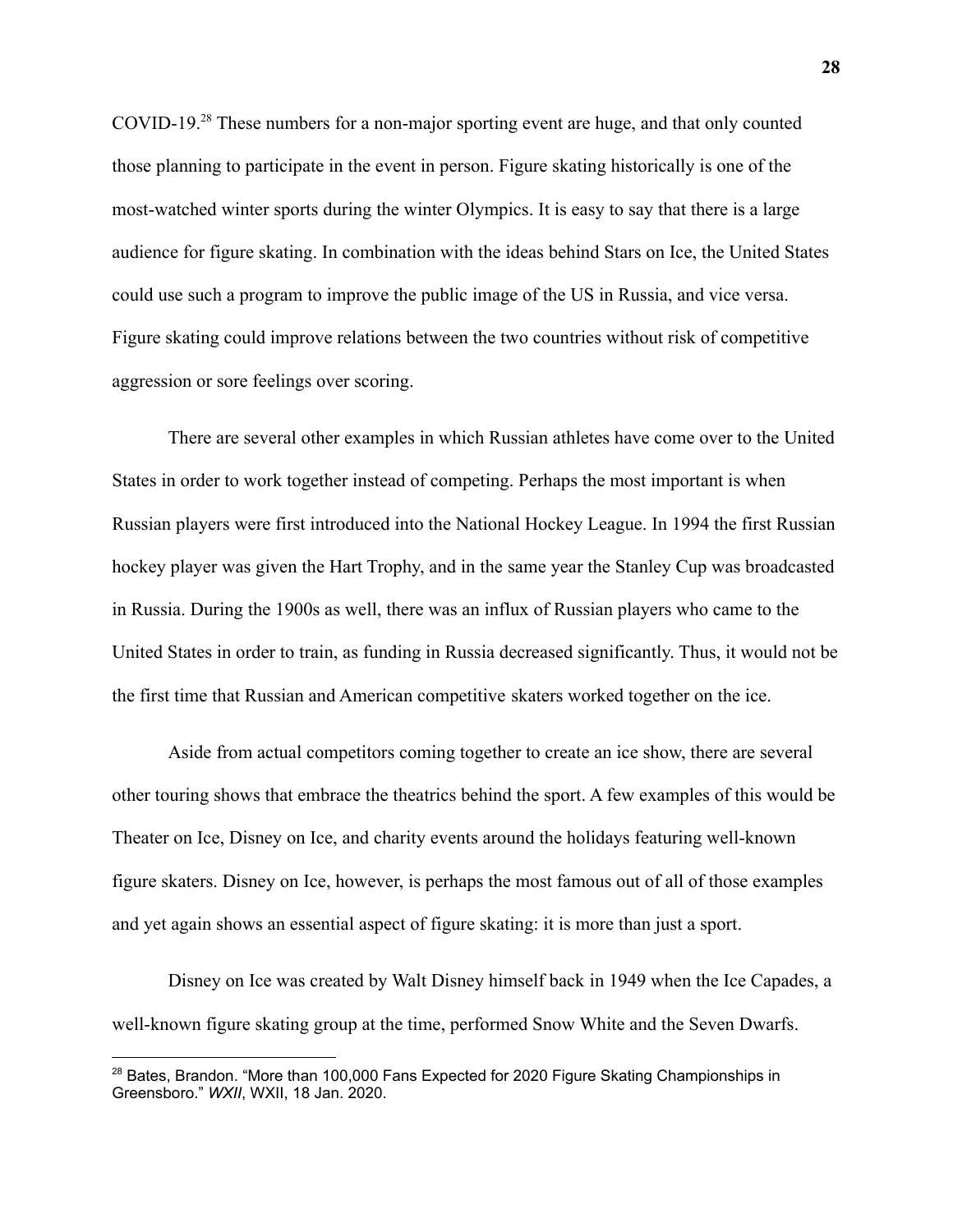COVID-19.[28] These numbers for a non-major sporting event are huge, and that only counted those planning to participate in the event in person. Figure skating historically is one of the most-watched winter sports during the winter Olympics. It is easy to say that there is a large audience for figure skating. In combination with the ideas behind Stars on Ice, the United States could use such a program to improve the public image of the US in Russia, and vice versa. Figure skating could improve relations between the two countries without risk of competitive aggression or sore feelings over scoring.

There are several other examples in which Russian athletes have come over to the United States in order to work together instead of competing. Perhaps the most important is when Russian players were first introduced into the National Hockey League. In 1994 the first Russian hockey player was given the Hart Trophy, and in the same year the Stanley Cup was broadcasted in Russia. During the 1900s as well, there was an influx of Russian players who came to the United States in order to train, as funding in Russia decreased significantly. Thus, it would not be the first time that Russian and American competitive skaters worked together on the ice.

Aside from actual competitors coming together to create an ice show, there are several other touring shows that embrace the theatrics behind the sport. A few examples of this would be Theater on Ice, Disney on Ice, and charity events around the holidays featuring well-known figure skaters. Disney on Ice, however, is perhaps the most famous out of all of those examples and yet again shows an essential aspect of figure skating: it is more than just a sport.

Disney on Ice was created by Walt Disney himself back in 1949 when the Ice Capades, a well-known figure skating group at the time, performed Snow White and the Seven Dwarfs.

---

[28] Bates, Brandon. "More than 100,000 Fans Expected for 2020 Figure Skating Championships in Greensboro." *WXII*, WXII, 18 Jan. 2020.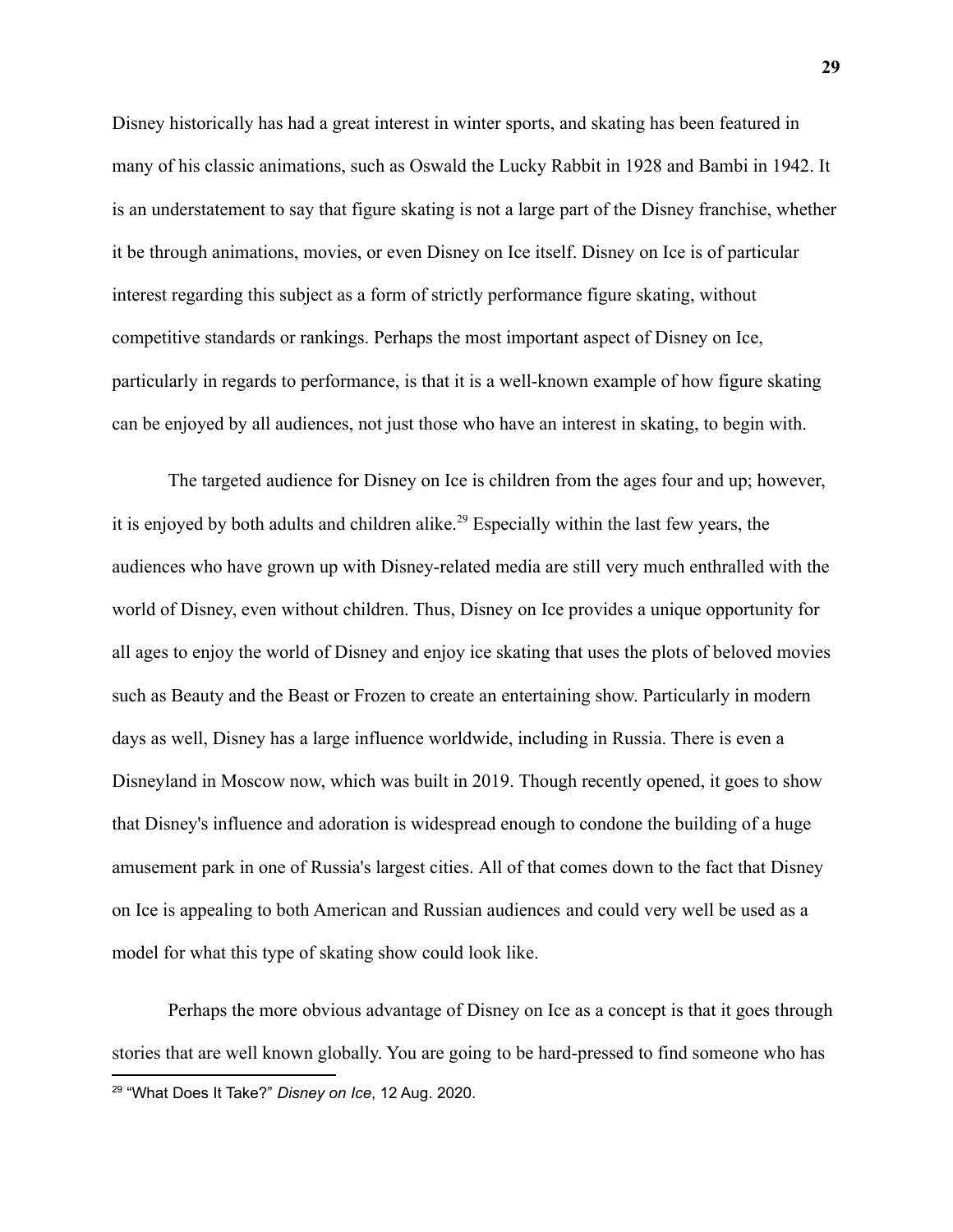Disney historically has had a great interest in winter sports, and skating has been featured in many of his classic animations, such as Oswald the Lucky Rabbit in 1928 and Bambi in 1942. It is an understatement to say that figure skating is not a large part of the Disney franchise, whether it be through animations, movies, or even Disney on Ice itself. Disney on Ice is of particular interest regarding this subject as a form of strictly performance figure skating, without competitive standards or rankings. Perhaps the most important aspect of Disney on Ice, particularly in regards to performance, is that it is a well-known example of how figure skating can be enjoyed by all audiences, not just those who have an interest in skating, to begin with.

The targeted audience for Disney on Ice is children from the ages four and up; however, it is enjoyed by both adults and children alike.[29] Especially within the last few years, the audiences who have grown up with Disney-related media are still very much enthralled with the world of Disney, even without children. Thus, Disney on Ice provides a unique opportunity for all ages to enjoy the world of Disney and enjoy ice skating that uses the plots of beloved movies such as Beauty and the Beast or Frozen to create an entertaining show. Particularly in modern days as well, Disney has a large influence worldwide, including in Russia. There is even a Disneyland in Moscow now, which was built in 2019. Though recently opened, it goes to show that Disney's influence and adoration is widespread enough to condone the building of a huge amusement park in one of Russia's largest cities. All of that comes down to the fact that Disney on Ice is appealing to both American and Russian audiences and could very well be used as a model for what this type of skating show could look like.

Perhaps the more obvious advantage of Disney on Ice as a concept is that it goes through stories that are well known globally. You are going to be hard-pressed to find someone who has

---

[29] "What Does It Take?" *Disney on Ice*, 12 Aug. 2020.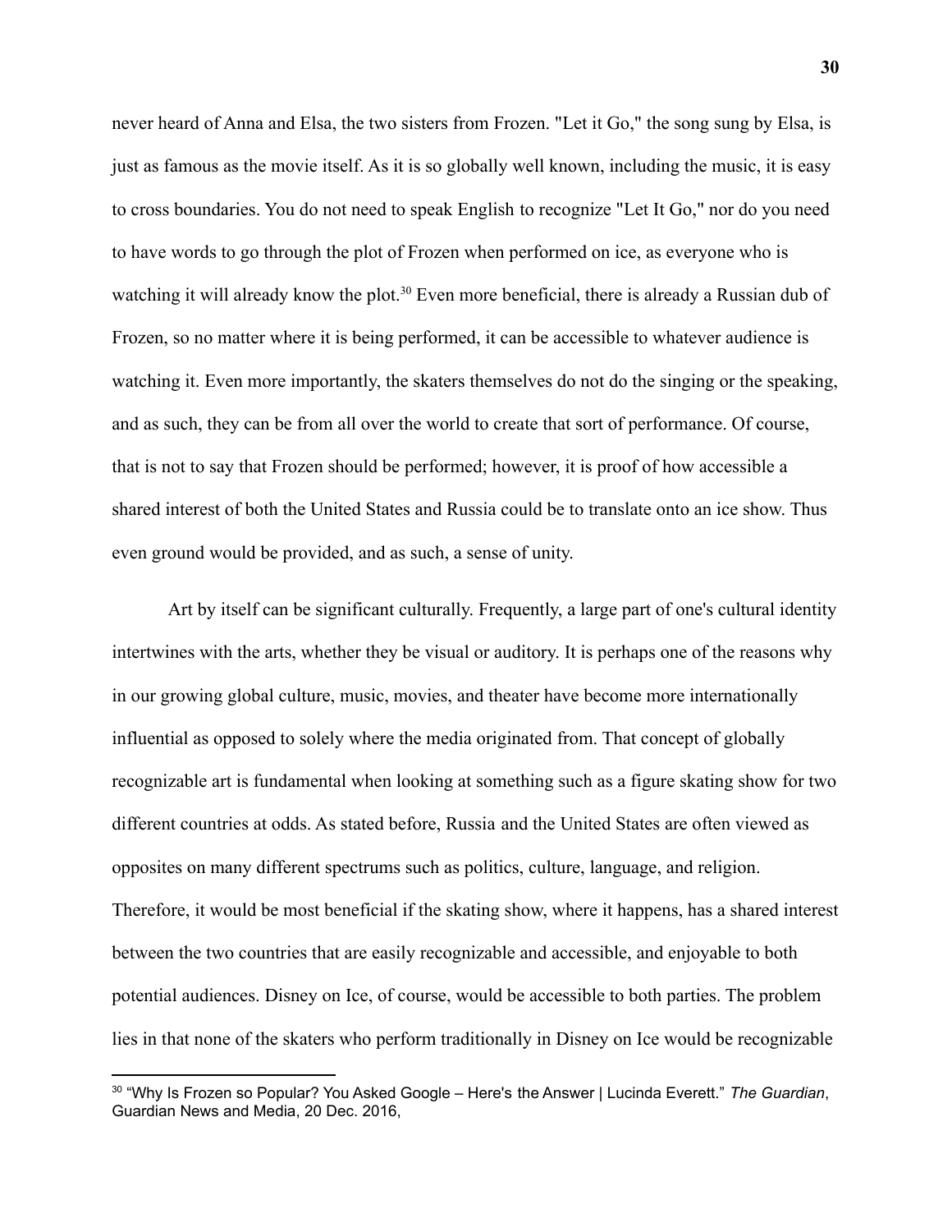never heard of Anna and Elsa, the two sisters from Frozen. "Let it Go," the song sung by Elsa, is just as famous as the movie itself. As it is so globally well known, including the music, it is easy to cross boundaries. You do not need to speak English to recognize "Let It Go," nor do you need to have words to go through the plot of Frozen when performed on ice, as everyone who is watching it will already know the plot.[30] Even more beneficial, there is already a Russian dub of Frozen, so no matter where it is being performed, it can be accessible to whatever audience is watching it. Even more importantly, the skaters themselves do not do the singing or the speaking, and as such, they can be from all over the world to create that sort of performance. Of course, that is not to say that Frozen should be performed; however, it is proof of how accessible a shared interest of both the United States and Russia could be to translate onto an ice show. Thus even ground would be provided, and as such, a sense of unity.

Art by itself can be significant culturally. Frequently, a large part of one's cultural identity intertwines with the arts, whether they be visual or auditory. It is perhaps one of the reasons why in our growing global culture, music, movies, and theater have become more internationally influential as opposed to solely where the media originated from. That concept of globally recognizable art is fundamental when looking at something such as a figure skating show for two different countries at odds. As stated before, Russia and the United States are often viewed as opposites on many different spectrums such as politics, culture, language, and religion. Therefore, it would be most beneficial if the skating show, where it happens, has a shared interest between the two countries that are easily recognizable and accessible, and enjoyable to both potential audiences. Disney on Ice, of course, would be accessible to both parties. The problem lies in that none of the skaters who perform traditionally in Disney on Ice would be recognizable

[30] "Why Is Frozen so Popular? You Asked Google – Here's the Answer | Lucinda Everett." *The Guardian*, Guardian News and Media, 20 Dec. 2016,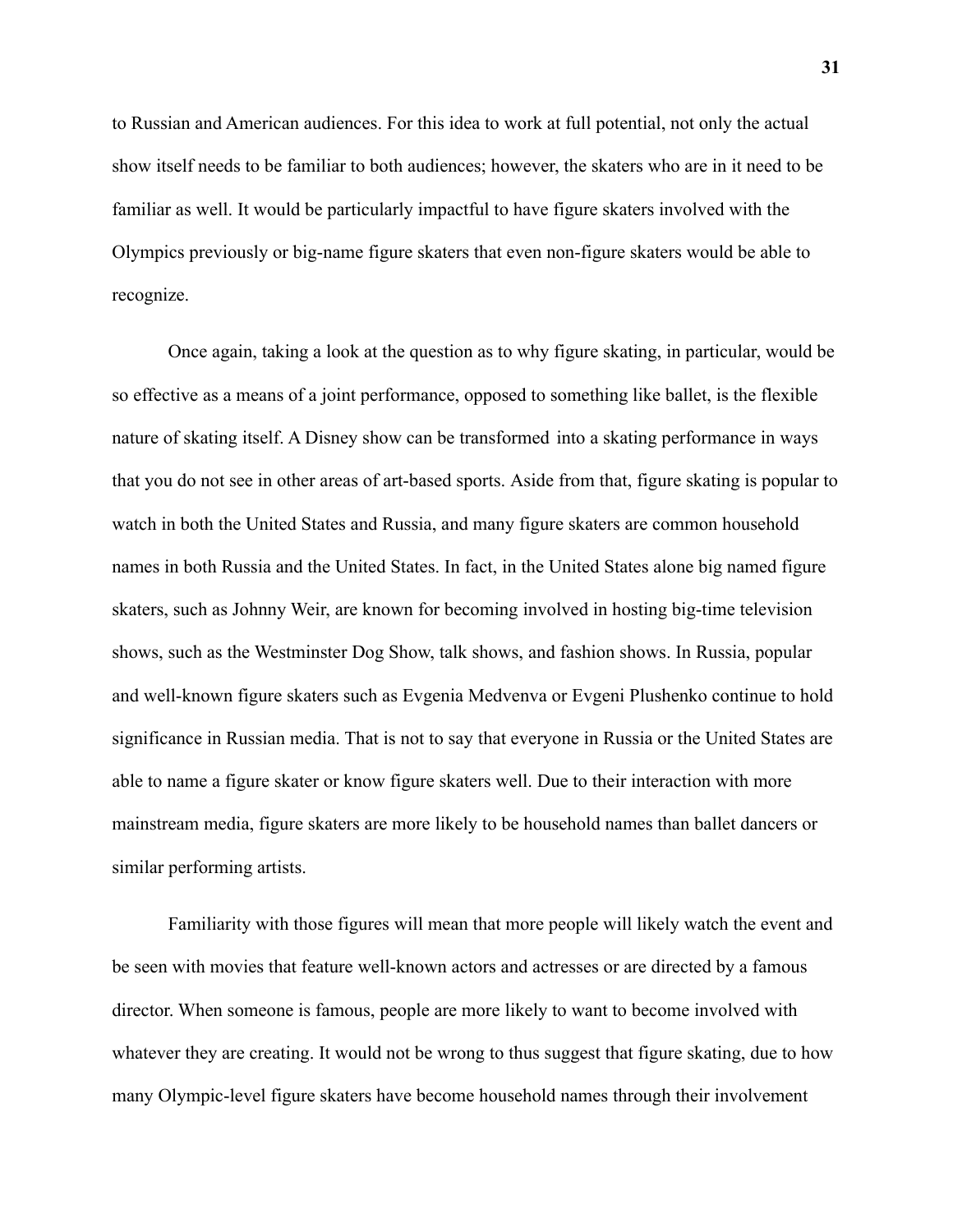to Russian and American audiences. For this idea to work at full potential, not only the actual show itself needs to be familiar to both audiences; however, the skaters who are in it need to be familiar as well. It would be particularly impactful to have figure skaters involved with the Olympics previously or big-name figure skaters that even non-figure skaters would be able to recognize.

Once again, taking a look at the question as to why figure skating, in particular, would be so effective as a means of a joint performance, opposed to something like ballet, is the flexible nature of skating itself. A Disney show can be transformed into a skating performance in ways that you do not see in other areas of art-based sports. Aside from that, figure skating is popular to watch in both the United States and Russia, and many figure skaters are common household names in both Russia and the United States. In fact, in the United States alone big named figure skaters, such as Johnny Weir, are known for becoming involved in hosting big-time television shows, such as the Westminster Dog Show, talk shows, and fashion shows. In Russia, popular and well-known figure skaters such as Evgenia Medvenva or Evgeni Plushenko continue to hold significance in Russian media. That is not to say that everyone in Russia or the United States are able to name a figure skater or know figure skaters well. Due to their interaction with more mainstream media, figure skaters are more likely to be household names than ballet dancers or similar performing artists.

Familiarity with those figures will mean that more people will likely watch the event and be seen with movies that feature well-known actors and actresses or are directed by a famous director. When someone is famous, people are more likely to want to become involved with whatever they are creating. It would not be wrong to thus suggest that figure skating, due to how many Olympic-level figure skaters have become household names through their involvement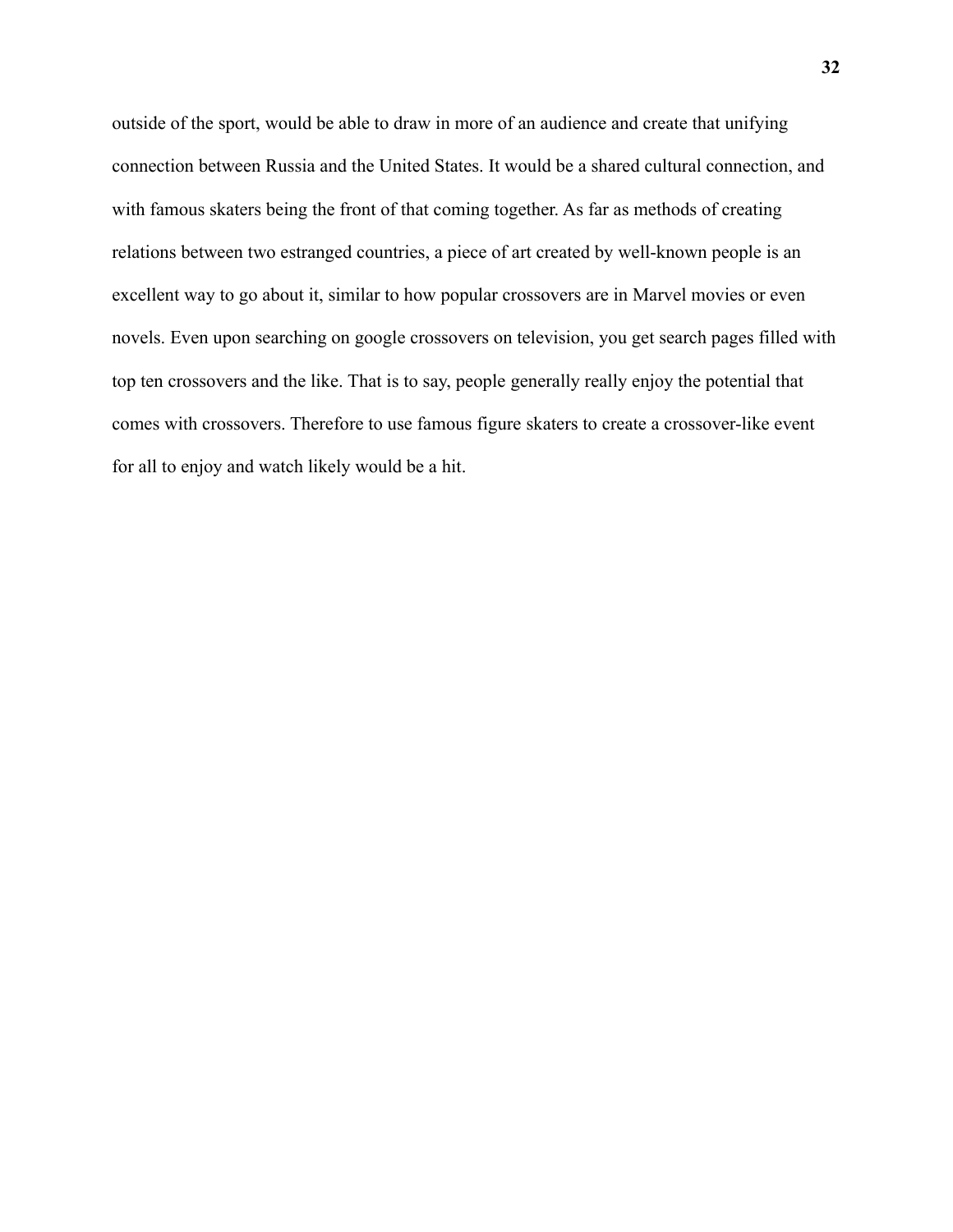outside of the sport, would be able to draw in more of an audience and create that unifying connection between Russia and the United States. It would be a shared cultural connection, and with famous skaters being the front of that coming together. As far as methods of creating relations between two estranged countries, a piece of art created by well-known people is an excellent way to go about it, similar to how popular crossovers are in Marvel movies or even novels. Even upon searching on google crossovers on television, you get search pages filled with top ten crossovers and the like. That is to say, people generally really enjoy the potential that comes with crossovers. Therefore to use famous figure skaters to create a crossover-like event for all to enjoy and watch likely would be a hit.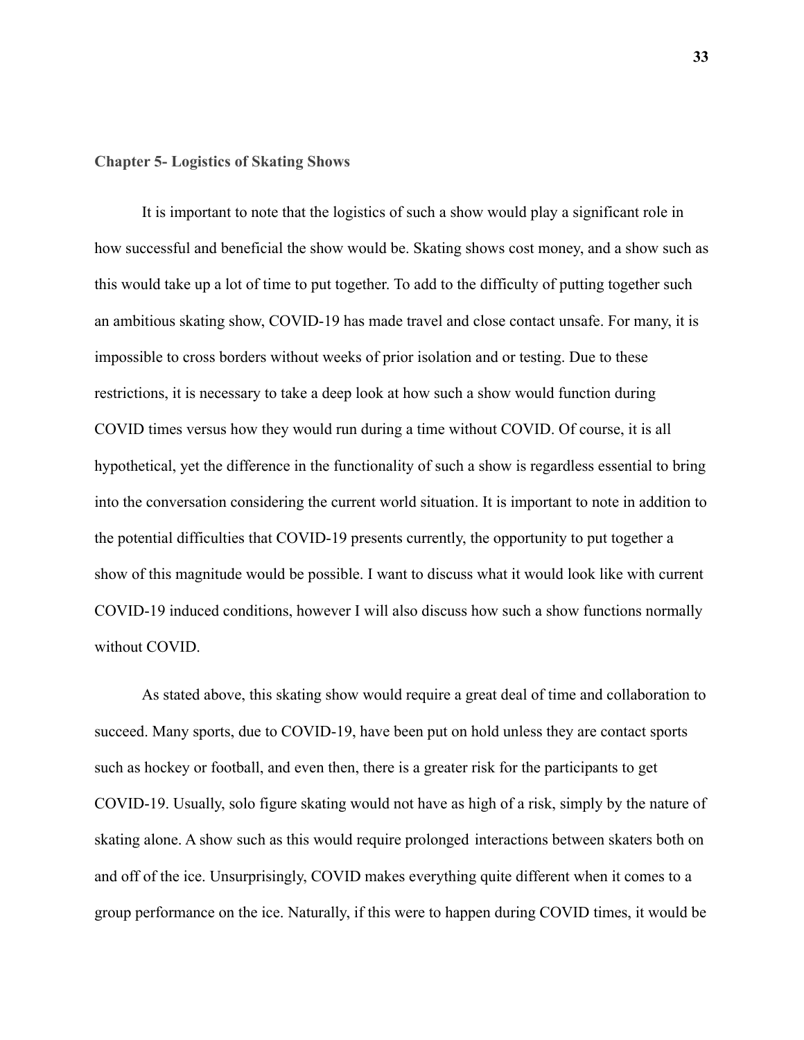## Chapter 5- Logistics of Skating Shows

It is important to note that the logistics of such a show would play a significant role in how successful and beneficial the show would be. Skating shows cost money, and a show such as this would take up a lot of time to put together. To add to the difficulty of putting together such an ambitious skating show, COVID-19 has made travel and close contact unsafe. For many, it is impossible to cross borders without weeks of prior isolation and or testing. Due to these restrictions, it is necessary to take a deep look at how such a show would function during COVID times versus how they would run during a time without COVID. Of course, it is all hypothetical, yet the difference in the functionality of such a show is regardless essential to bring into the conversation considering the current world situation. It is important to note in addition to the potential difficulties that COVID-19 presents currently, the opportunity to put together a show of this magnitude would be possible. I want to discuss what it would look like with current COVID-19 induced conditions, however I will also discuss how such a show functions normally without COVID.

As stated above, this skating show would require a great deal of time and collaboration to succeed. Many sports, due to COVID-19, have been put on hold unless they are contact sports such as hockey or football, and even then, there is a greater risk for the participants to get COVID-19. Usually, solo figure skating would not have as high of a risk, simply by the nature of skating alone. A show such as this would require prolonged interactions between skaters both on and off of the ice. Unsurprisingly, COVID makes everything quite different when it comes to a group performance on the ice. Naturally, if this were to happen during COVID times, it would be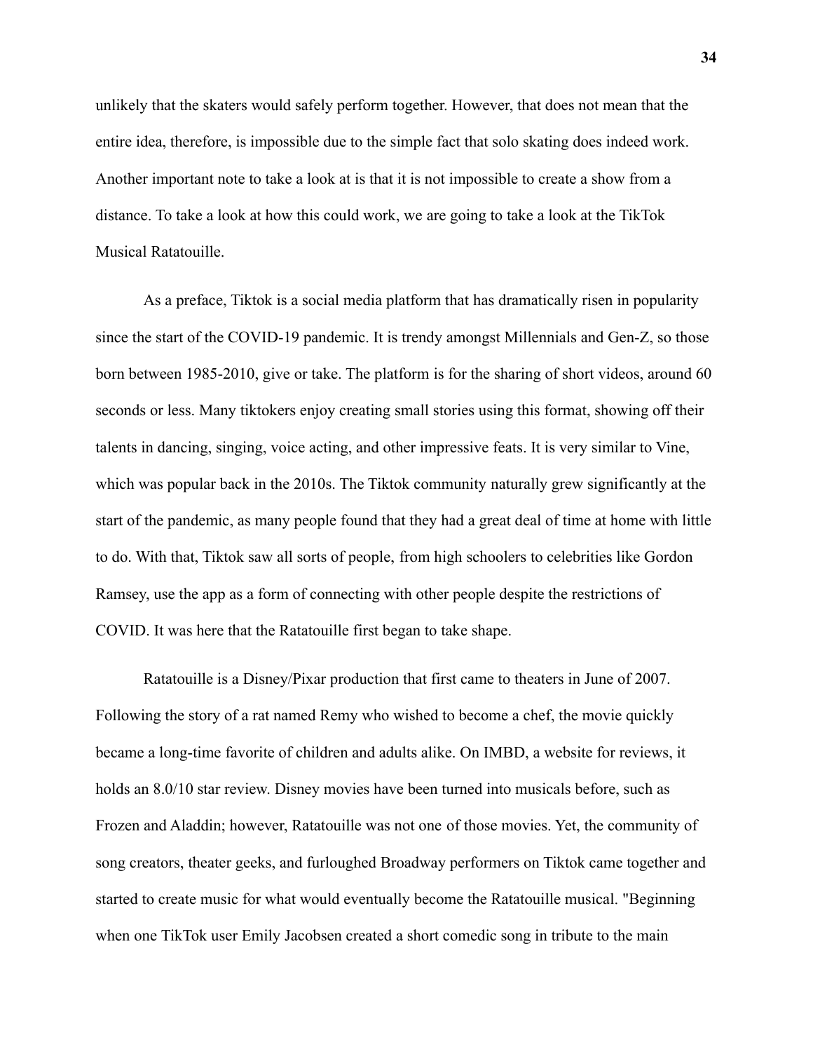unlikely that the skaters would safely perform together. However, that does not mean that the entire idea, therefore, is impossible due to the simple fact that solo skating does indeed work. Another important note to take a look at is that it is not impossible to create a show from a distance. To take a look at how this could work, we are going to take a look at the TikTok Musical Ratatouille.

As a preface, Tiktok is a social media platform that has dramatically risen in popularity since the start of the COVID-19 pandemic. It is trendy amongst Millennials and Gen-Z, so those born between 1985-2010, give or take. The platform is for the sharing of short videos, around 60 seconds or less. Many tiktokers enjoy creating small stories using this format, showing off their talents in dancing, singing, voice acting, and other impressive feats. It is very similar to Vine, which was popular back in the 2010s. The Tiktok community naturally grew significantly at the start of the pandemic, as many people found that they had a great deal of time at home with little to do. With that, Tiktok saw all sorts of people, from high schoolers to celebrities like Gordon Ramsey, use the app as a form of connecting with other people despite the restrictions of COVID. It was here that the Ratatouille first began to take shape.

Ratatouille is a Disney/Pixar production that first came to theaters in June of 2007. Following the story of a rat named Remy who wished to become a chef, the movie quickly became a long-time favorite of children and adults alike. On IMBD, a website for reviews, it holds an 8.0/10 star review. Disney movies have been turned into musicals before, such as Frozen and Aladdin; however, Ratatouille was not one of those movies. Yet, the community of song creators, theater geeks, and furloughed Broadway performers on Tiktok came together and started to create music for what would eventually become the Ratatouille musical. "Beginning when one TikTok user Emily Jacobsen created a short comedic song in tribute to the main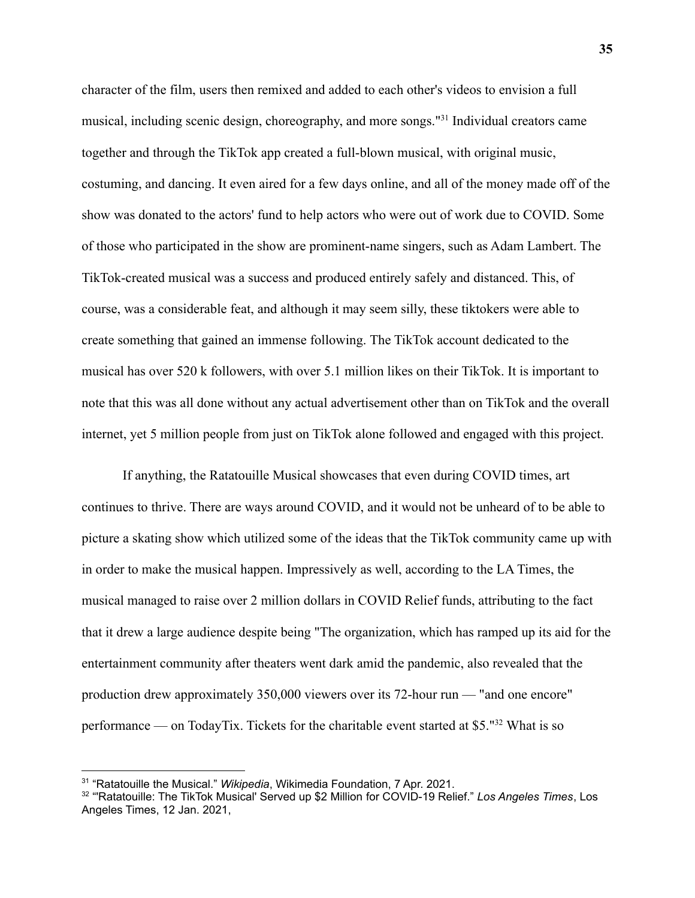character of the film, users then remixed and added to each other's videos to envision a full musical, including scenic design, choreography, and more songs."[31] Individual creators came together and through the TikTok app created a full-blown musical, with original music, costuming, and dancing. It even aired for a few days online, and all of the money made off of the show was donated to the actors' fund to help actors who were out of work due to COVID. Some of those who participated in the show are prominent-name singers, such as Adam Lambert. The TikTok-created musical was a success and produced entirely safely and distanced. This, of course, was a considerable feat, and although it may seem silly, these tiktokers were able to create something that gained an immense following. The TikTok account dedicated to the musical has over 520 k followers, with over 5.1 million likes on their TikTok. It is important to note that this was all done without any actual advertisement other than on TikTok and the overall internet, yet 5 million people from just on TikTok alone followed and engaged with this project.

If anything, the Ratatouille Musical showcases that even during COVID times, art continues to thrive. There are ways around COVID, and it would not be unheard of to be able to picture a skating show which utilized some of the ideas that the TikTok community came up with in order to make the musical happen. Impressively as well, according to the LA Times, the musical managed to raise over 2 million dollars in COVID Relief funds, attributing to the fact that it drew a large audience despite being "The organization, which has ramped up its aid for the entertainment community after theaters went dark amid the pandemic, also revealed that the production drew approximately 350,000 viewers over its 72-hour run — "and one encore" performance — on TodayTix. Tickets for the charitable event started at $5."[32] What is so

---

[31] "Ratatouille the Musical." *Wikipedia*, Wikimedia Foundation, 7 Apr. 2021.

[32] "'Ratatouille: The TikTok Musical' Served up $2 Million for COVID-19 Relief." *Los Angeles Times*, Los Angeles Times, 12 Jan. 2021,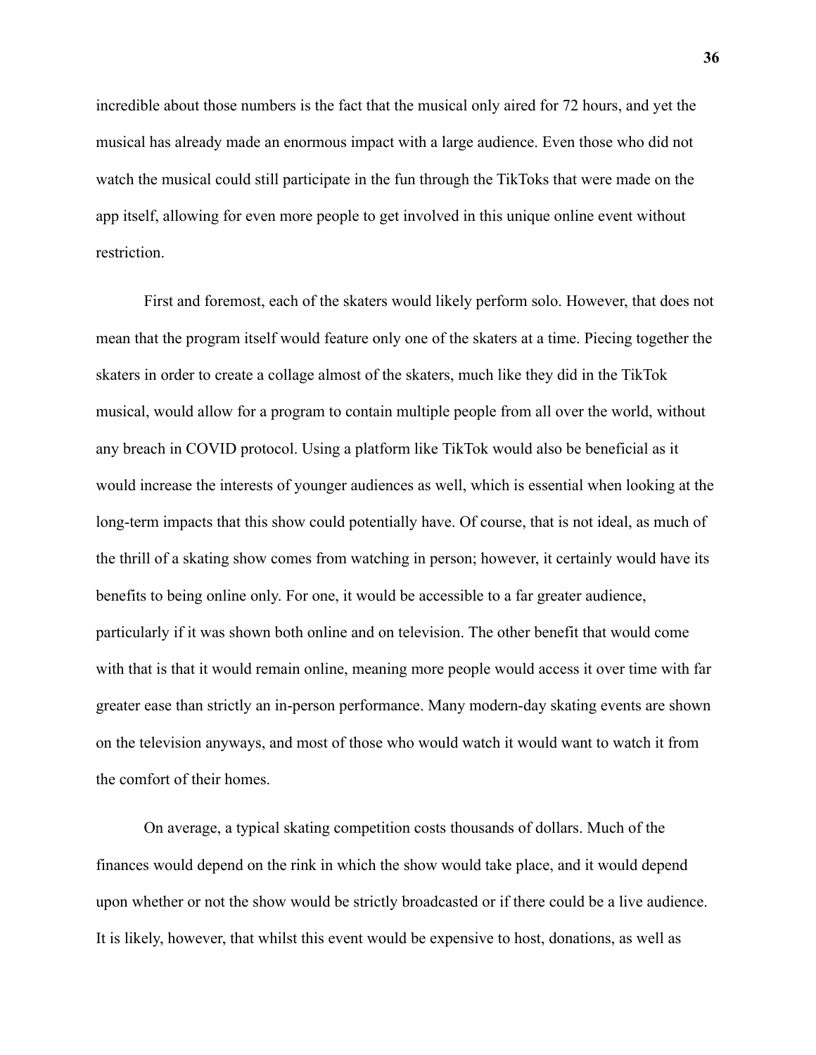incredible about those numbers is the fact that the musical only aired for 72 hours, and yet the musical has already made an enormous impact with a large audience. Even those who did not watch the musical could still participate in the fun through the TikToks that were made on the app itself, allowing for even more people to get involved in this unique online event without restriction.

First and foremost, each of the skaters would likely perform solo. However, that does not mean that the program itself would feature only one of the skaters at a time. Piecing together the skaters in order to create a collage almost of the skaters, much like they did in the TikTok musical, would allow for a program to contain multiple people from all over the world, without any breach in COVID protocol. Using a platform like TikTok would also be beneficial as it would increase the interests of younger audiences as well, which is essential when looking at the long-term impacts that this show could potentially have. Of course, that is not ideal, as much of the thrill of a skating show comes from watching in person; however, it certainly would have its benefits to being online only. For one, it would be accessible to a far greater audience, particularly if it was shown both online and on television. The other benefit that would come with that is that it would remain online, meaning more people would access it over time with far greater ease than strictly an in-person performance. Many modern-day skating events are shown on the television anyways, and most of those who would watch it would want to watch it from the comfort of their homes.

On average, a typical skating competition costs thousands of dollars. Much of the finances would depend on the rink in which the show would take place, and it would depend upon whether or not the show would be strictly broadcasted or if there could be a live audience. It is likely, however, that whilst this event would be expensive to host, donations, as well as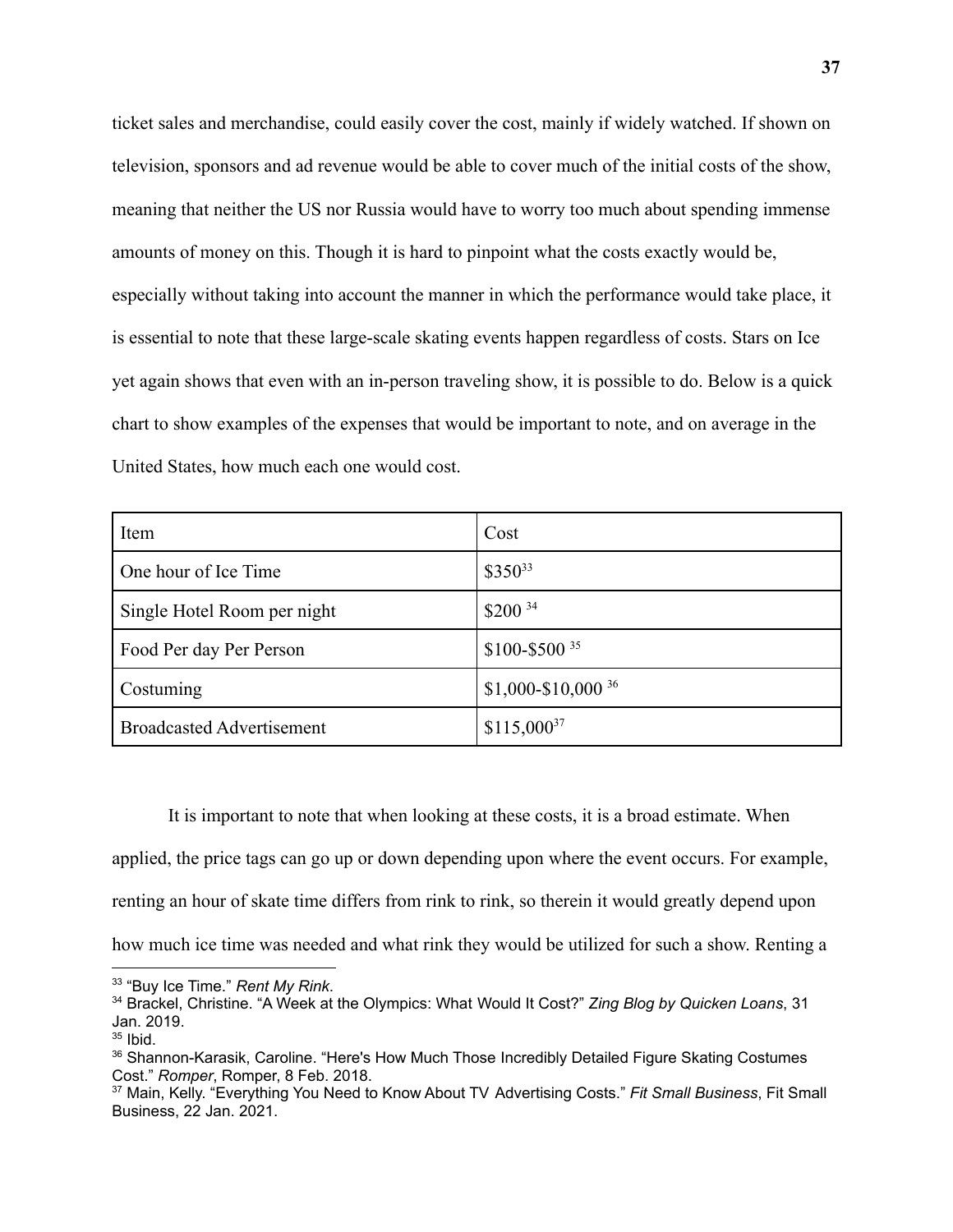ticket sales and merchandise, could easily cover the cost, mainly if widely watched. If shown on television, sponsors and ad revenue would be able to cover much of the initial costs of the show, meaning that neither the US nor Russia would have to worry too much about spending immense amounts of money on this. Though it is hard to pinpoint what the costs exactly would be, especially without taking into account the manner in which the performance would take place, it is essential to note that these large-scale skating events happen regardless of costs. Stars on Ice yet again shows that even with an in-person traveling show, it is possible to do. Below is a quick chart to show examples of the expenses that would be important to note, and on average in the United States, how much each one would cost.

| Item | Cost |
| --- | --- |
| One hour of Ice Time | $350[33] |
| Single Hotel Room per night | $200 [34] |
| Food Per day Per Person | $100-$500 [35] |
| Costuming | $1,000-$10,000 [36] |
| Broadcasted Advertisement | $115,000[37] |

It is important to note that when looking at these costs, it is a broad estimate. When applied, the price tags can go up or down depending upon where the event occurs. For example, renting an hour of skate time differs from rink to rink, so therein it would greatly depend upon how much ice time was needed and what rink they would be utilized for such a show. Renting a

[33] "Buy Ice Time." *Rent My Rink*.

[34] Brackel, Christine. "A Week at the Olympics: What Would It Cost?" *Zing Blog by Quicken Loans*, 31 Jan. 2019.

[35] Ibid.

[36] Shannon-Karasik, Caroline. "Here's How Much Those Incredibly Detailed Figure Skating Costumes Cost." *Romper*, Romper, 8 Feb. 2018.

[37] Main, Kelly. "Everything You Need to Know About TV Advertising Costs." *Fit Small Business*, Fit Small Business, 22 Jan. 2021.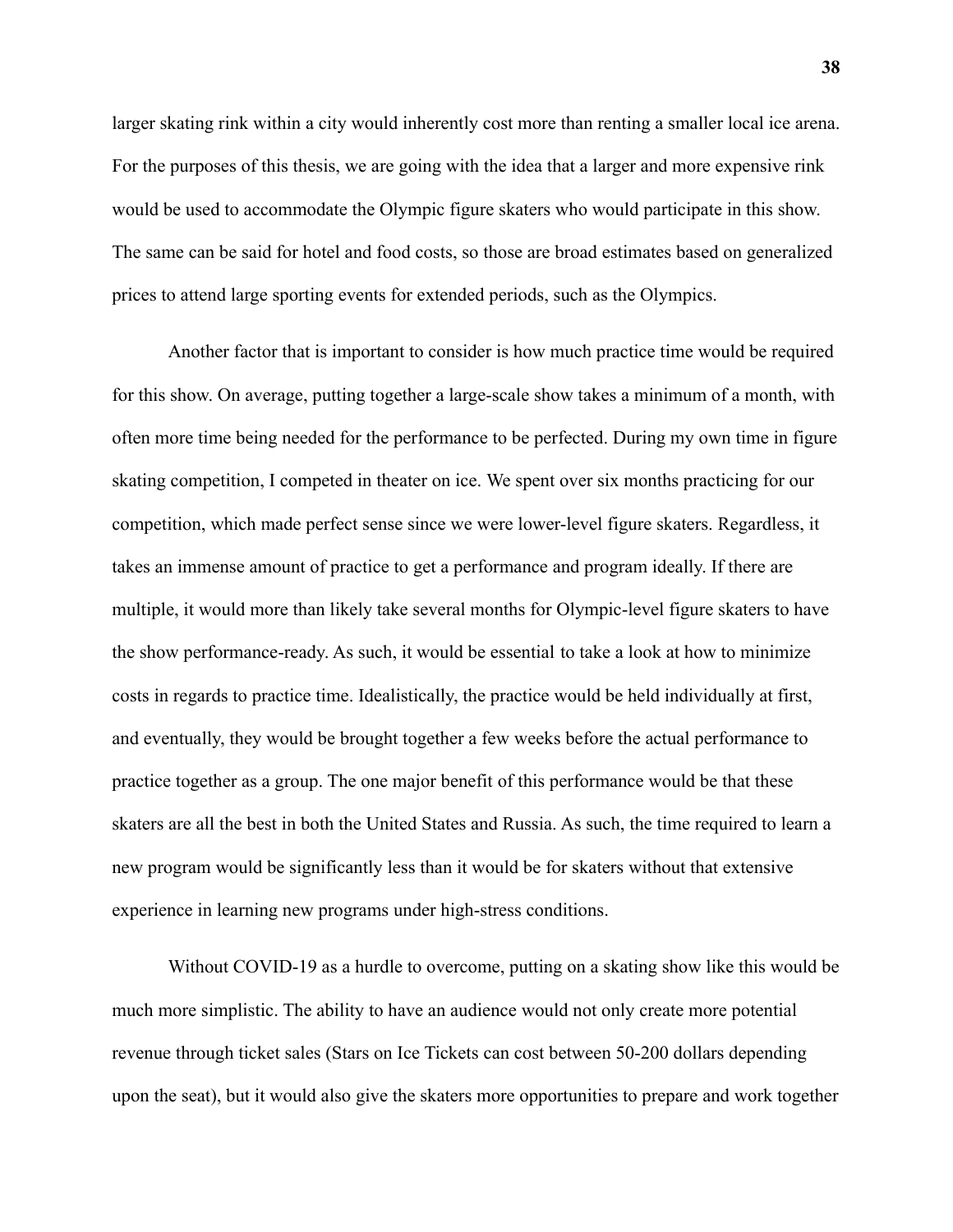larger skating rink within a city would inherently cost more than renting a smaller local ice arena. For the purposes of this thesis, we are going with the idea that a larger and more expensive rink would be used to accommodate the Olympic figure skaters who would participate in this show. The same can be said for hotel and food costs, so those are broad estimates based on generalized prices to attend large sporting events for extended periods, such as the Olympics.

Another factor that is important to consider is how much practice time would be required for this show. On average, putting together a large-scale show takes a minimum of a month, with often more time being needed for the performance to be perfected. During my own time in figure skating competition, I competed in theater on ice. We spent over six months practicing for our competition, which made perfect sense since we were lower-level figure skaters. Regardless, it takes an immense amount of practice to get a performance and program ideally. If there are multiple, it would more than likely take several months for Olympic-level figure skaters to have the show performance-ready. As such, it would be essential to take a look at how to minimize costs in regards to practice time. Idealistically, the practice would be held individually at first, and eventually, they would be brought together a few weeks before the actual performance to practice together as a group. The one major benefit of this performance would be that these skaters are all the best in both the United States and Russia. As such, the time required to learn a new program would be significantly less than it would be for skaters without that extensive experience in learning new programs under high-stress conditions.

Without COVID-19 as a hurdle to overcome, putting on a skating show like this would be much more simplistic. The ability to have an audience would not only create more potential revenue through ticket sales (Stars on Ice Tickets can cost between 50-200 dollars depending upon the seat), but it would also give the skaters more opportunities to prepare and work together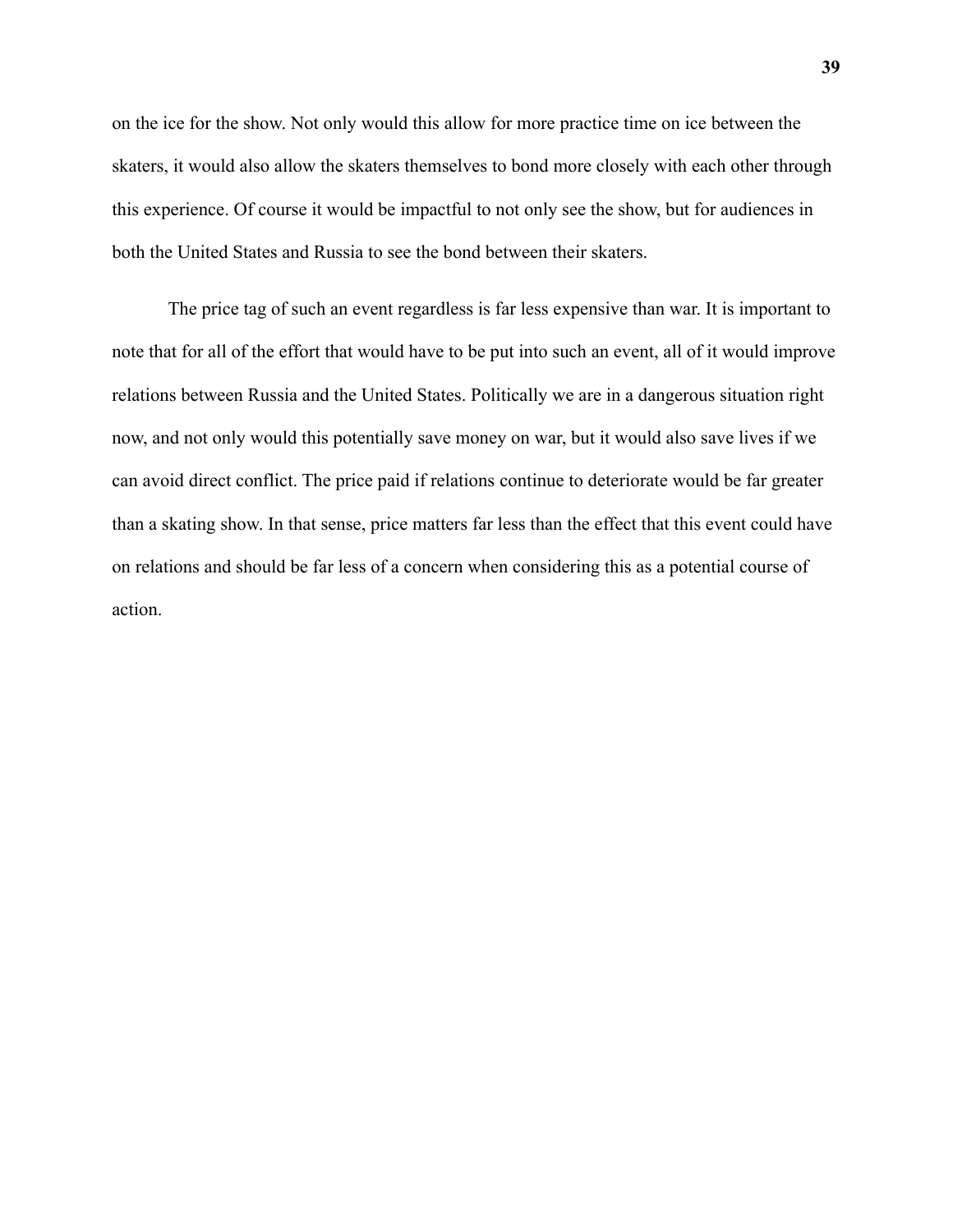on the ice for the show. Not only would this allow for more practice time on ice between the skaters, it would also allow the skaters themselves to bond more closely with each other through this experience. Of course it would be impactful to not only see the show, but for audiences in both the United States and Russia to see the bond between their skaters.

The price tag of such an event regardless is far less expensive than war. It is important to note that for all of the effort that would have to be put into such an event, all of it would improve relations between Russia and the United States. Politically we are in a dangerous situation right now, and not only would this potentially save money on war, but it would also save lives if we can avoid direct conflict. The price paid if relations continue to deteriorate would be far greater than a skating show. In that sense, price matters far less than the effect that this event could have on relations and should be far less of a concern when considering this as a potential course of action.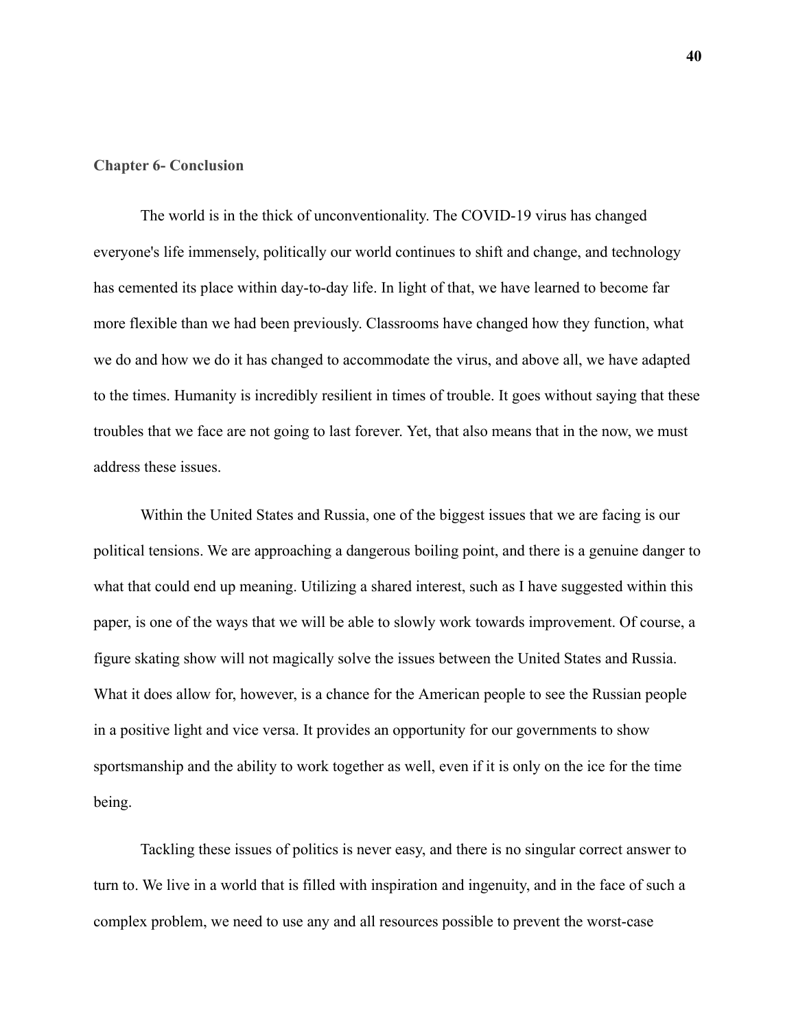## Chapter 6- Conclusion

The world is in the thick of unconventionality. The COVID-19 virus has changed everyone's life immensely, politically our world continues to shift and change, and technology has cemented its place within day-to-day life. In light of that, we have learned to become far more flexible than we had been previously. Classrooms have changed how they function, what we do and how we do it has changed to accommodate the virus, and above all, we have adapted to the times. Humanity is incredibly resilient in times of trouble. It goes without saying that these troubles that we face are not going to last forever. Yet, that also means that in the now, we must address these issues.

Within the United States and Russia, one of the biggest issues that we are facing is our political tensions. We are approaching a dangerous boiling point, and there is a genuine danger to what that could end up meaning. Utilizing a shared interest, such as I have suggested within this paper, is one of the ways that we will be able to slowly work towards improvement. Of course, a figure skating show will not magically solve the issues between the United States and Russia. What it does allow for, however, is a chance for the American people to see the Russian people in a positive light and vice versa. It provides an opportunity for our governments to show sportsmanship and the ability to work together as well, even if it is only on the ice for the time being.

Tackling these issues of politics is never easy, and there is no singular correct answer to turn to. We live in a world that is filled with inspiration and ingenuity, and in the face of such a complex problem, we need to use any and all resources possible to prevent the worst-case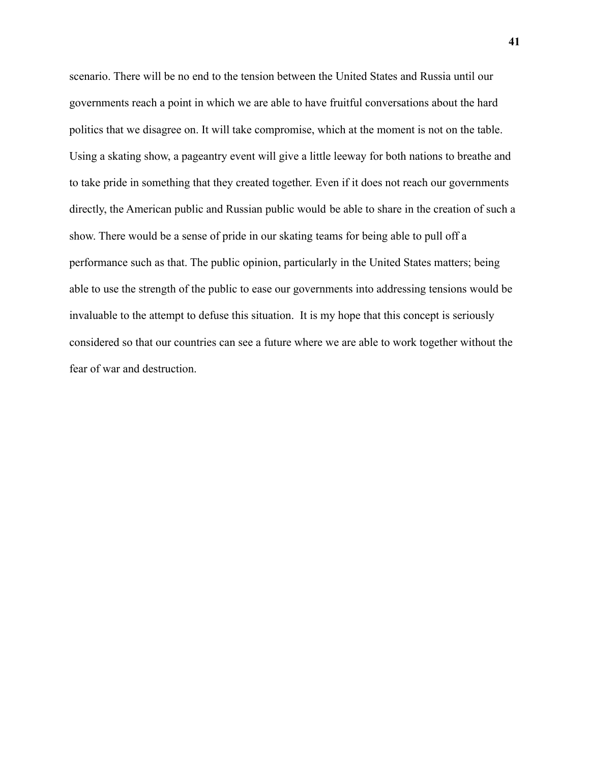scenario. There will be no end to the tension between the United States and Russia until our governments reach a point in which we are able to have fruitful conversations about the hard politics that we disagree on. It will take compromise, which at the moment is not on the table. Using a skating show, a pageantry event will give a little leeway for both nations to breathe and to take pride in something that they created together. Even if it does not reach our governments directly, the American public and Russian public would be able to share in the creation of such a show. There would be a sense of pride in our skating teams for being able to pull off a performance such as that. The public opinion, particularly in the United States matters; being able to use the strength of the public to ease our governments into addressing tensions would be invaluable to the attempt to defuse this situation.  It is my hope that this concept is seriously considered so that our countries can see a future where we are able to work together without the fear of war and destruction.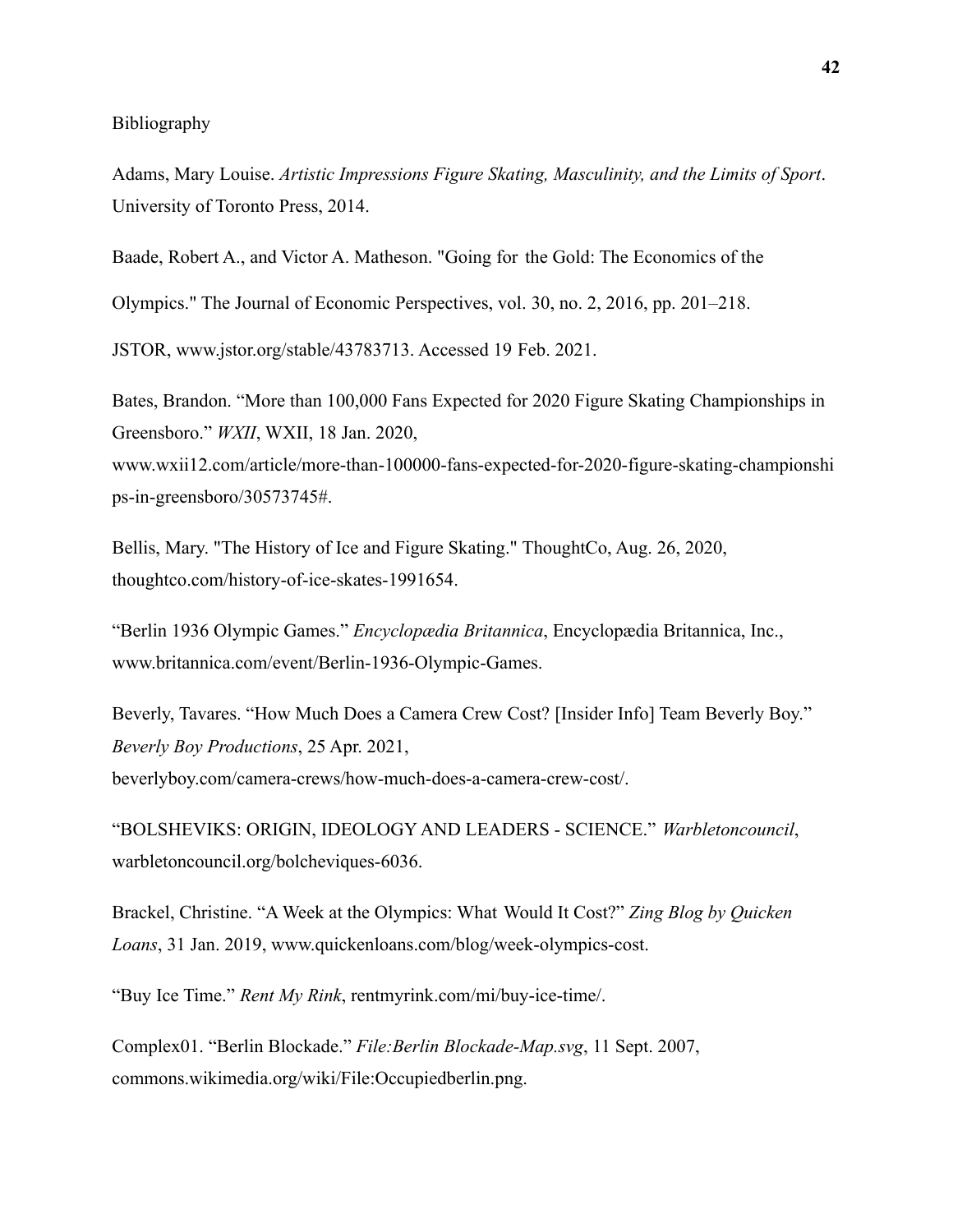Bibliography

Adams, Mary Louise. *Artistic Impressions Figure Skating, Masculinity, and the Limits of Sport*. University of Toronto Press, 2014.

Baade, Robert A., and Victor A. Matheson. "Going for the Gold: The Economics of the Olympics." The Journal of Economic Perspectives, vol. 30, no. 2, 2016, pp. 201–218. JSTOR, www.jstor.org/stable/43783713. Accessed 19 Feb. 2021.

Bates, Brandon. “More than 100,000 Fans Expected for 2020 Figure Skating Championships in Greensboro.” *WXII*, WXII, 18 Jan. 2020, www.wxii12.com/article/more-than-100000-fans-expected-for-2020-figure-skating-championships-in-greensboro/30573745#.

Bellis, Mary. "The History of Ice and Figure Skating." ThoughtCo, Aug. 26, 2020, thoughtco.com/history-of-ice-skates-1991654.

“Berlin 1936 Olympic Games.” *Encyclopædia Britannica*, Encyclopædia Britannica, Inc., www.britannica.com/event/Berlin-1936-Olympic-Games.

Beverly, Tavares. “How Much Does a Camera Crew Cost? [Insider Info] Team Beverly Boy.” *Beverly Boy Productions*, 25 Apr. 2021, beverlyboy.com/camera-crews/how-much-does-a-camera-crew-cost/.

“BOLSHEVIKS: ORIGIN, IDEOLOGY AND LEADERS - SCIENCE.” *Warbletoncouncil*, warbletoncouncil.org/bolcheviques-6036.

Brackel, Christine. “A Week at the Olympics: What Would It Cost?” *Zing Blog by Quicken Loans*, 31 Jan. 2019, www.quickenloans.com/blog/week-olympics-cost.

“Buy Ice Time.” *Rent My Rink*, rentmyrink.com/mi/buy-ice-time/.

Complex01. “Berlin Blockade.” *File:Berlin Blockade-Map.svg*, 11 Sept. 2007, commons.wikimedia.org/wiki/File:Occupiedberlin.png.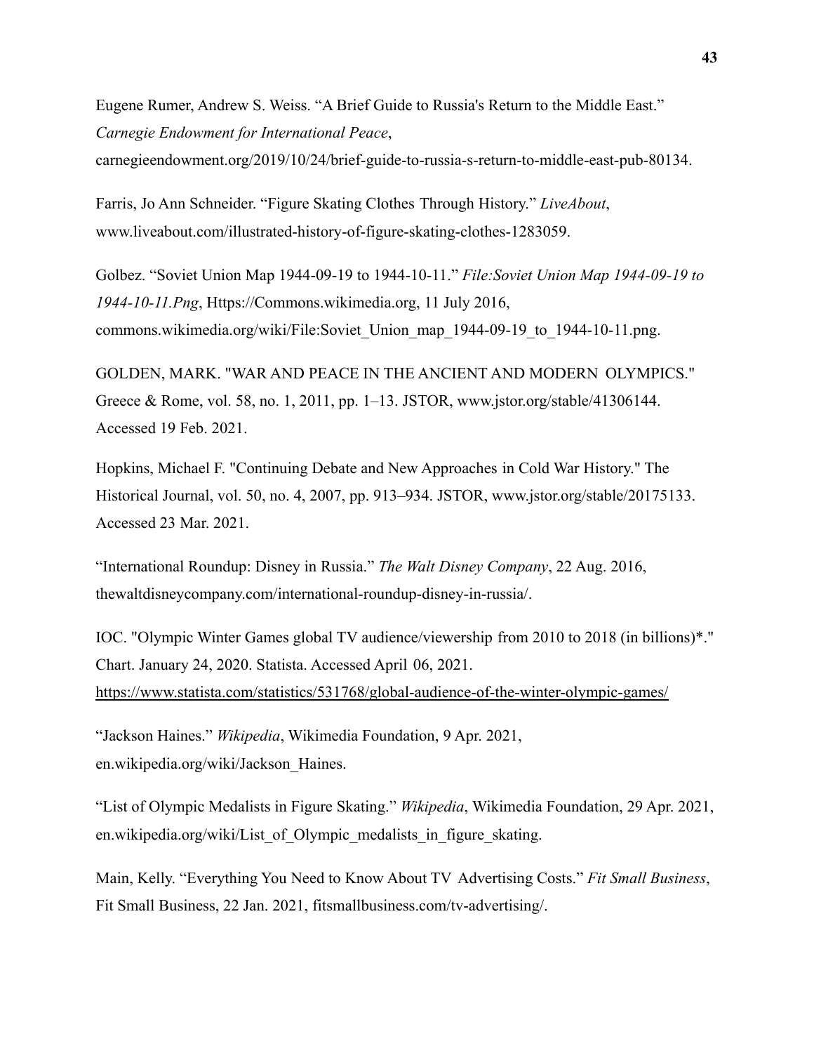Eugene Rumer, Andrew S. Weiss. “A Brief Guide to Russia's Return to the Middle East.” *Carnegie Endowment for International Peace*, carnegieendowment.org/2019/10/24/brief-guide-to-russia-s-return-to-middle-east-pub-80134.

Farris, Jo Ann Schneider. “Figure Skating Clothes Through History.” *LiveAbout*, www.liveabout.com/illustrated-history-of-figure-skating-clothes-1283059.

Golbez. “Soviet Union Map 1944-09-19 to 1944-10-11.” *File:Soviet Union Map 1944-09-19 to 1944-10-11.Png*, Https://Commons.wikimedia.org, 11 July 2016, commons.wikimedia.org/wiki/File:Soviet_Union_map_1944-09-19_to_1944-10-11.png.

GOLDEN, MARK. "WAR AND PEACE IN THE ANCIENT AND MODERN OLYMPICS." Greece & Rome, vol. 58, no. 1, 2011, pp. 1–13. JSTOR, www.jstor.org/stable/41306144. Accessed 19 Feb. 2021.

Hopkins, Michael F. "Continuing Debate and New Approaches in Cold War History." The Historical Journal, vol. 50, no. 4, 2007, pp. 913–934. JSTOR, www.jstor.org/stable/20175133. Accessed 23 Mar. 2021.

“International Roundup: Disney in Russia.” *The Walt Disney Company*, 22 Aug. 2016, thewaltdisneycompany.com/international-roundup-disney-in-russia/.

IOC. "Olympic Winter Games global TV audience/viewership from 2010 to 2018 (in billions)*." Chart. January 24, 2020. Statista. Accessed April 06, 2021. https://www.statista.com/statistics/531768/global-audience-of-the-winter-olympic-games/

“Jackson Haines.” *Wikipedia*, Wikimedia Foundation, 9 Apr. 2021, en.wikipedia.org/wiki/Jackson_Haines.

“List of Olympic Medalists in Figure Skating.” *Wikipedia*, Wikimedia Foundation, 29 Apr. 2021, en.wikipedia.org/wiki/List_of_Olympic_medalists_in_figure_skating.

Main, Kelly. “Everything You Need to Know About TV Advertising Costs.” *Fit Small Business*, Fit Small Business, 22 Jan. 2021, fitsmallbusiness.com/tv-advertising/.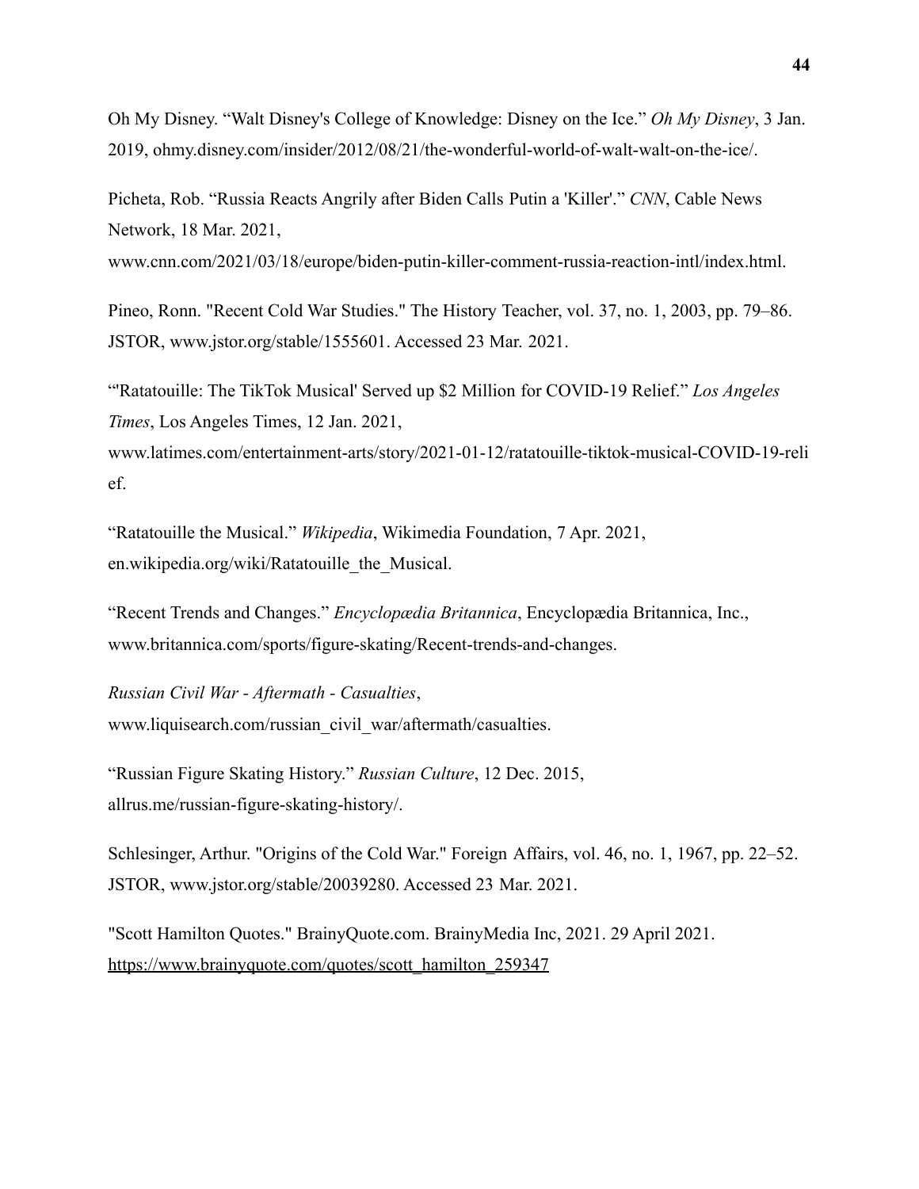Oh My Disney. "Walt Disney's College of Knowledge: Disney on the Ice." *Oh My Disney*, 3 Jan. 2019, ohmy.disney.com/insider/2012/08/21/the-wonderful-world-of-walt-walt-on-the-ice/.

Picheta, Rob. "Russia Reacts Angrily after Biden Calls Putin a 'Killer'." *CNN*, Cable News Network, 18 Mar. 2021, www.cnn.com/2021/03/18/europe/biden-putin-killer-comment-russia-reaction-intl/index.html.

Pineo, Ronn. "Recent Cold War Studies." The History Teacher, vol. 37, no. 1, 2003, pp. 79–86. JSTOR, www.jstor.org/stable/1555601. Accessed 23 Mar. 2021.

"'Ratatouille: The TikTok Musical' Served up $2 Million for COVID-19 Relief." *Los Angeles Times*, Los Angeles Times, 12 Jan. 2021, www.latimes.com/entertainment-arts/story/2021-01-12/ratatouille-tiktok-musical-COVID-19-relief.

"Ratatouille the Musical." *Wikipedia*, Wikimedia Foundation, 7 Apr. 2021, en.wikipedia.org/wiki/Ratatouille_the_Musical.

"Recent Trends and Changes." *Encyclopædia Britannica*, Encyclopædia Britannica, Inc., www.britannica.com/sports/figure-skating/Recent-trends-and-changes.

*Russian Civil War - Aftermath - Casualties*, www.liquisearch.com/russian_civil_war/aftermath/casualties.

"Russian Figure Skating History." *Russian Culture*, 12 Dec. 2015, allrus.me/russian-figure-skating-history/.

Schlesinger, Arthur. "Origins of the Cold War." Foreign Affairs, vol. 46, no. 1, 1967, pp. 22–52. JSTOR, www.jstor.org/stable/20039280. Accessed 23 Mar. 2021.

"Scott Hamilton Quotes." BrainyQuote.com. BrainyMedia Inc, 2021. 29 April 2021. https://www.brainyquote.com/quotes/scott_hamilton_259347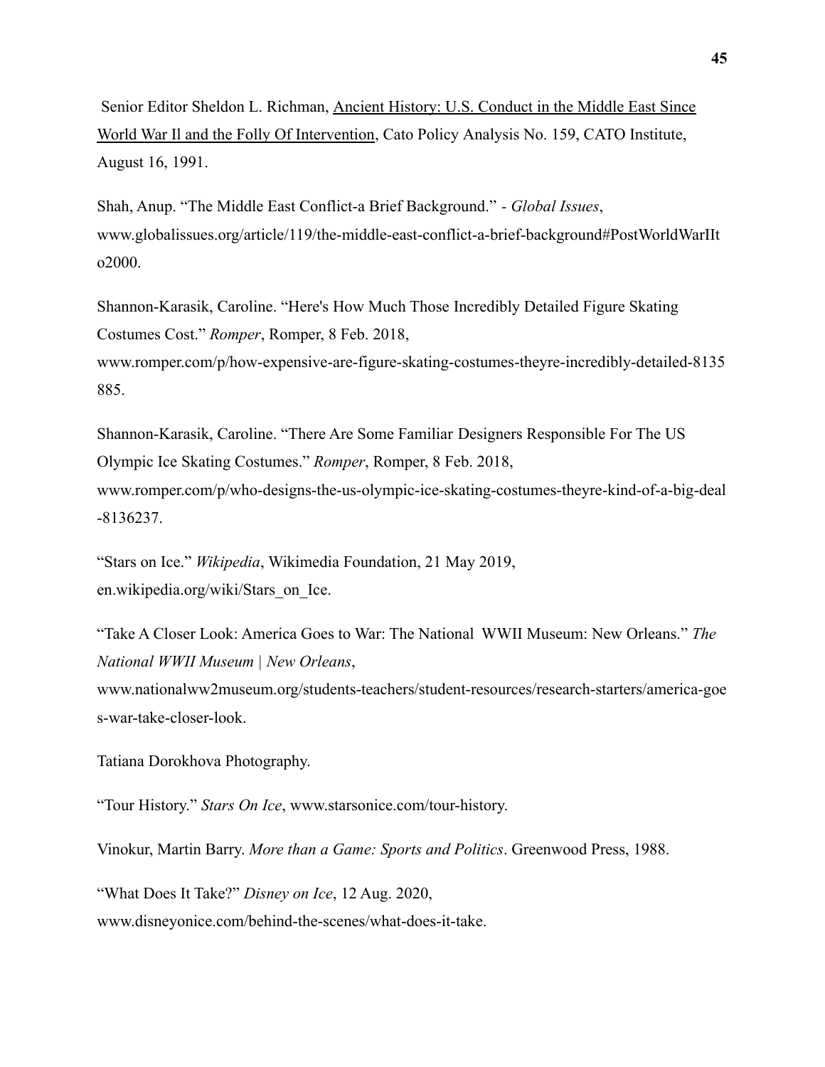Senior Editor Sheldon L. Richman, Ancient History: U.S. Conduct in the Middle East Since World War Il and the Folly Of Intervention, Cato Policy Analysis No. 159, CATO Institute, August 16, 1991.

Shah, Anup. "The Middle East Conflict-a Brief Background." - *Global Issues*, www.globalissues.org/article/119/the-middle-east-conflict-a-brief-background#PostWorldWarIIto2000.

Shannon-Karasik, Caroline. "Here's How Much Those Incredibly Detailed Figure Skating Costumes Cost." *Romper*, Romper, 8 Feb. 2018, www.romper.com/p/how-expensive-are-figure-skating-costumes-theyre-incredibly-detailed-8135885.

Shannon-Karasik, Caroline. "There Are Some Familiar Designers Responsible For The US Olympic Ice Skating Costumes." *Romper*, Romper, 8 Feb. 2018, www.romper.com/p/who-designs-the-us-olympic-ice-skating-costumes-theyre-kind-of-a-big-deal-8136237.

"Stars on Ice." *Wikipedia*, Wikimedia Foundation, 21 May 2019, en.wikipedia.org/wiki/Stars_on_Ice.

"Take A Closer Look: America Goes to War: The National WWII Museum: New Orleans." *The National WWII Museum | New Orleans*, www.nationalww2museum.org/students-teachers/student-resources/research-starters/america-goes-war-take-closer-look.

Tatiana Dorokhova Photography.

"Tour History." *Stars On Ice*, www.starsonice.com/tour-history.

Vinokur, Martin Barry. *More than a Game: Sports and Politics*. Greenwood Press, 1988.

"What Does It Take?" *Disney on Ice*, 12 Aug. 2020, www.disneyonice.com/behind-the-scenes/what-does-it-take.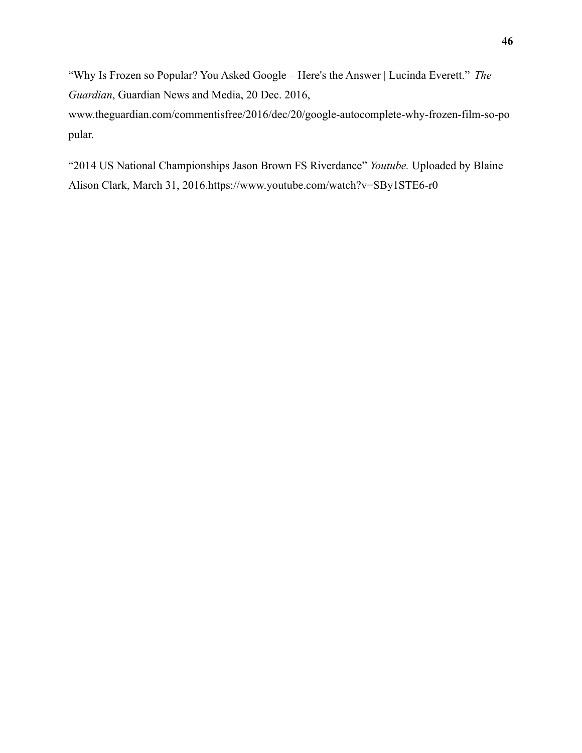"Why Is Frozen so Popular? You Asked Google – Here's the Answer | Lucinda Everett." *The Guardian*, Guardian News and Media, 20 Dec. 2016, www.theguardian.com/commentisfree/2016/dec/20/google-autocomplete-why-frozen-film-so-popular.

"2014 US National Championships Jason Brown FS Riverdance" *Youtube.* Uploaded by Blaine Alison Clark, March 31, 2016.https://www.youtube.com/watch?v=SBy1STE6-r0